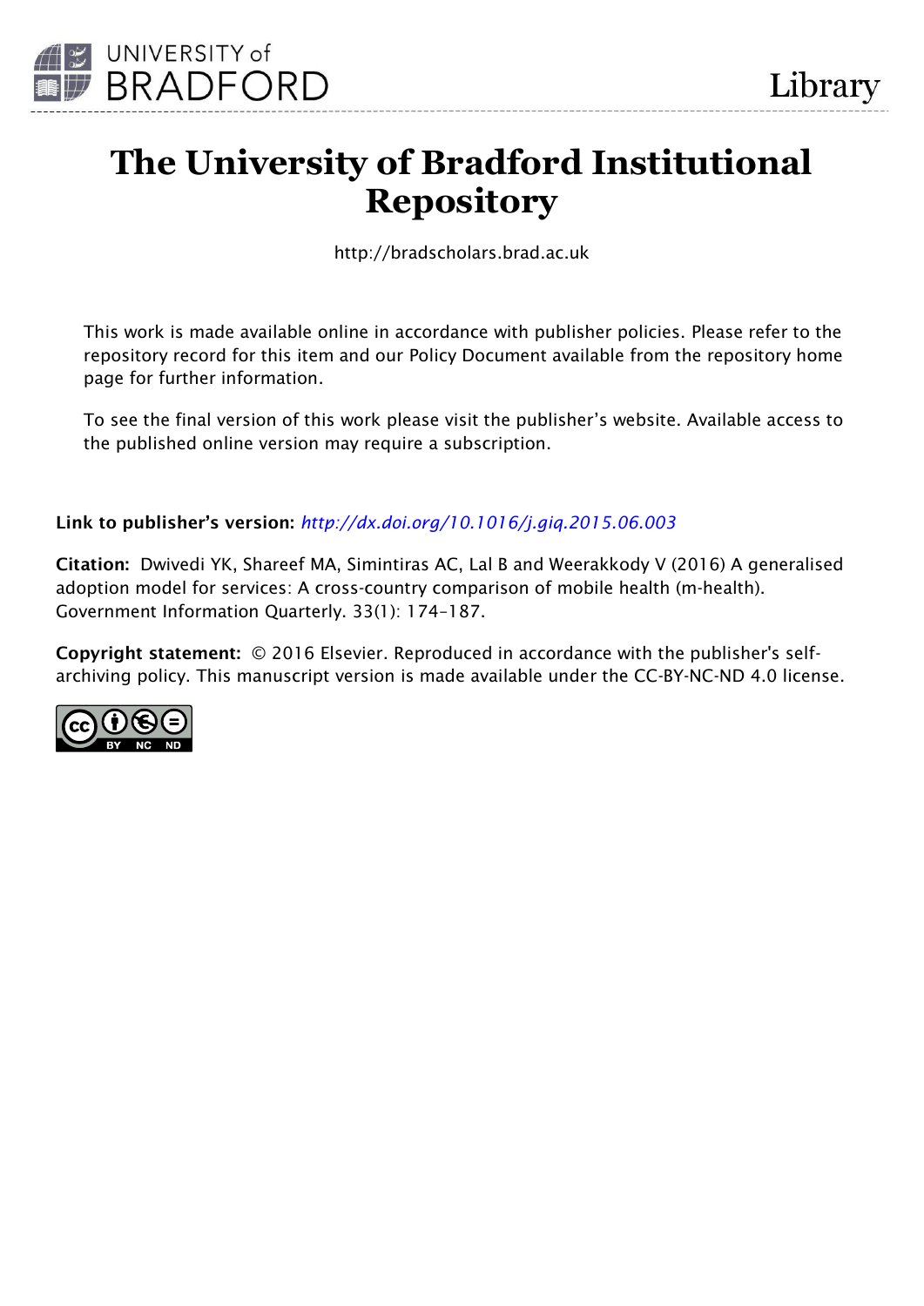UNIVERSITY of BRADFORD

Library

# The University of Bradford Institutional Repository

http://bradscholars.brad.ac.uk

This work is made available online in accordance with publisher policies. Please refer to the repository record for this item and our Policy Document available from the repository home page for further information.

To see the final version of this work please visit the publisher's website. Available access to the published online version may require a subscription.

**Link to publisher's version:** *http://dx.doi.org/10.1016/j.giq.2015.06.003*

**Citation:** Dwivedi YK, Shareef MA, Simintiras AC, Lal B and Weerakkody V (2016) A generalised adoption model for services: A cross-country comparison of mobile health (m-health). Government Information Quarterly. 33(1): 174–187.

**Copyright statement:** © 2016 Elsevier. Reproduced in accordance with the publisher's self-archiving policy. This manuscript version is made available under the CC-BY-NC-ND 4.0 license.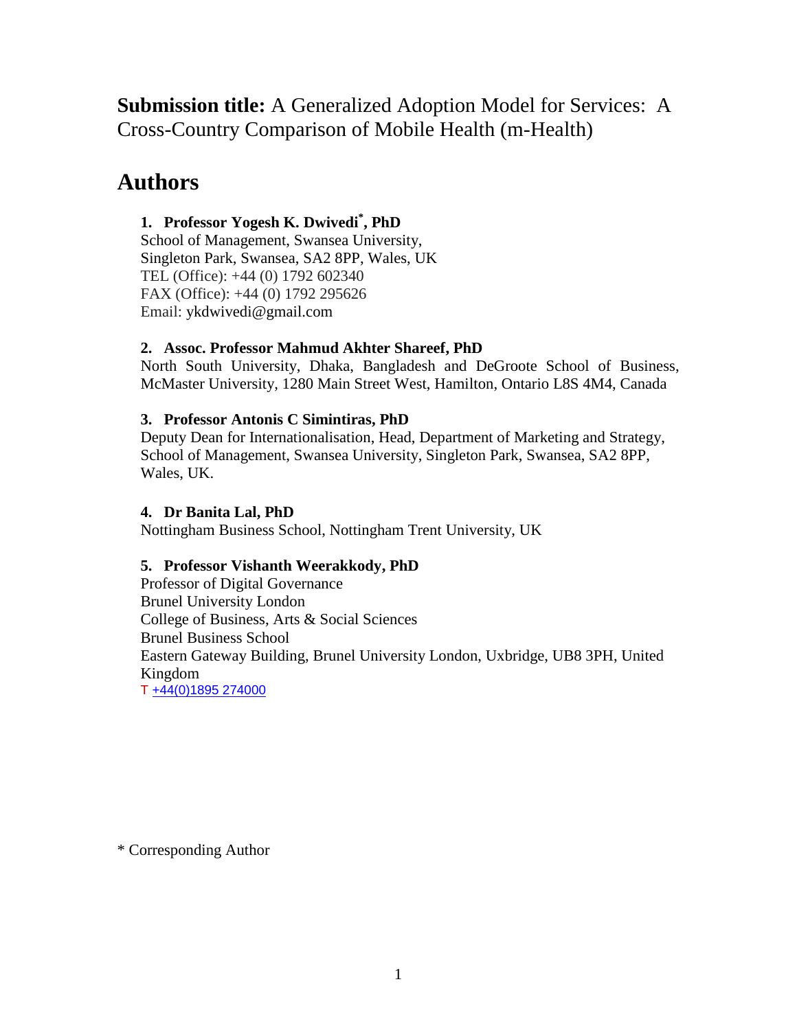**Submission title:** A Generalized Adoption Model for Services: A Cross-Country Comparison of Mobile Health (m-Health)

# Authors

1. **Professor Yogesh K. Dwivedi[*], PhD**
   School of Management, Swansea University,
   Singleton Park, Swansea, SA2 8PP, Wales, UK
   TEL (Office): +44 (0) 1792 602340
   FAX (Office): +44 (0) 1792 295626
   Email: ykdwivedi@gmail.com

2. **Assoc. Professor Mahmud Akhter Shareef, PhD**
   North South University, Dhaka, Bangladesh and DeGroote School of Business, McMaster University, 1280 Main Street West, Hamilton, Ontario L8S 4M4, Canada

3. **Professor Antonis C Simintiras, PhD**
   Deputy Dean for Internationalisation, Head, Department of Marketing and Strategy, School of Management, Swansea University, Singleton Park, Swansea, SA2 8PP, Wales, UK.

4. **Dr Banita Lal, PhD**
   Nottingham Business School, Nottingham Trent University, UK

5. **Professor Vishanth Weerakkody, PhD**
   Professor of Digital Governance
   Brunel University London
   College of Business, Arts & Social Sciences
   Brunel Business School
   Eastern Gateway Building, Brunel University London, Uxbridge, UB8 3PH, United Kingdom
   T +44(0)1895 274000

* Corresponding Author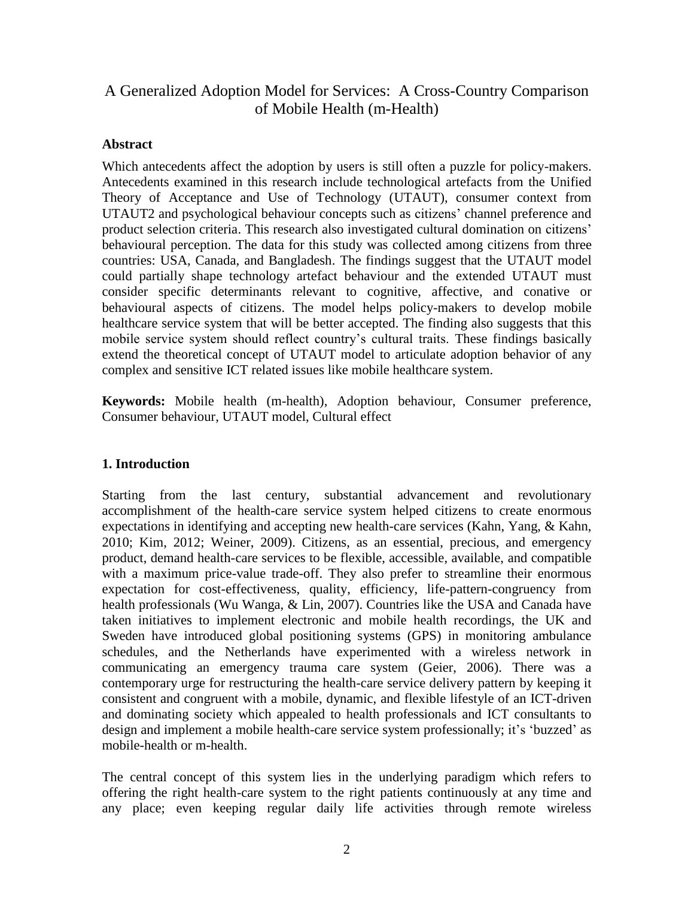# A Generalized Adoption Model for Services: A Cross-Country Comparison of Mobile Health (m-Health)

## Abstract

Which antecedents affect the adoption by users is still often a puzzle for policy-makers. Antecedents examined in this research include technological artefacts from the Unified Theory of Acceptance and Use of Technology (UTAUT), consumer context from UTAUT2 and psychological behaviour concepts such as citizens' channel preference and product selection criteria. This research also investigated cultural domination on citizens' behavioural perception. The data for this study was collected among citizens from three countries: USA, Canada, and Bangladesh. The findings suggest that the UTAUT model could partially shape technology artefact behaviour and the extended UTAUT must consider specific determinants relevant to cognitive, affective, and conative or behavioural aspects of citizens. The model helps policy-makers to develop mobile healthcare service system that will be better accepted. The finding also suggests that this mobile service system should reflect country's cultural traits. These findings basically extend the theoretical concept of UTAUT model to articulate adoption behavior of any complex and sensitive ICT related issues like mobile healthcare system.

**Keywords:** Mobile health (m-health), Adoption behaviour, Consumer preference, Consumer behaviour, UTAUT model, Cultural effect

## 1. Introduction

Starting from the last century, substantial advancement and revolutionary accomplishment of the health-care service system helped citizens to create enormous expectations in identifying and accepting new health-care services (Kahn, Yang, & Kahn, 2010; Kim, 2012; Weiner, 2009). Citizens, as an essential, precious, and emergency product, demand health-care services to be flexible, accessible, available, and compatible with a maximum price-value trade-off. They also prefer to streamline their enormous expectation for cost-effectiveness, quality, efficiency, life-pattern-congruency from health professionals (Wu Wanga, & Lin, 2007). Countries like the USA and Canada have taken initiatives to implement electronic and mobile health recordings, the UK and Sweden have introduced global positioning systems (GPS) in monitoring ambulance schedules, and the Netherlands have experimented with a wireless network in communicating an emergency trauma care system (Geier, 2006). There was a contemporary urge for restructuring the health-care service delivery pattern by keeping it consistent and congruent with a mobile, dynamic, and flexible lifestyle of an ICT-driven and dominating society which appealed to health professionals and ICT consultants to design and implement a mobile health-care service system professionally; it's 'buzzed' as mobile-health or m-health.

The central concept of this system lies in the underlying paradigm which refers to offering the right health-care system to the right patients continuously at any time and any place; even keeping regular daily life activities through remote wireless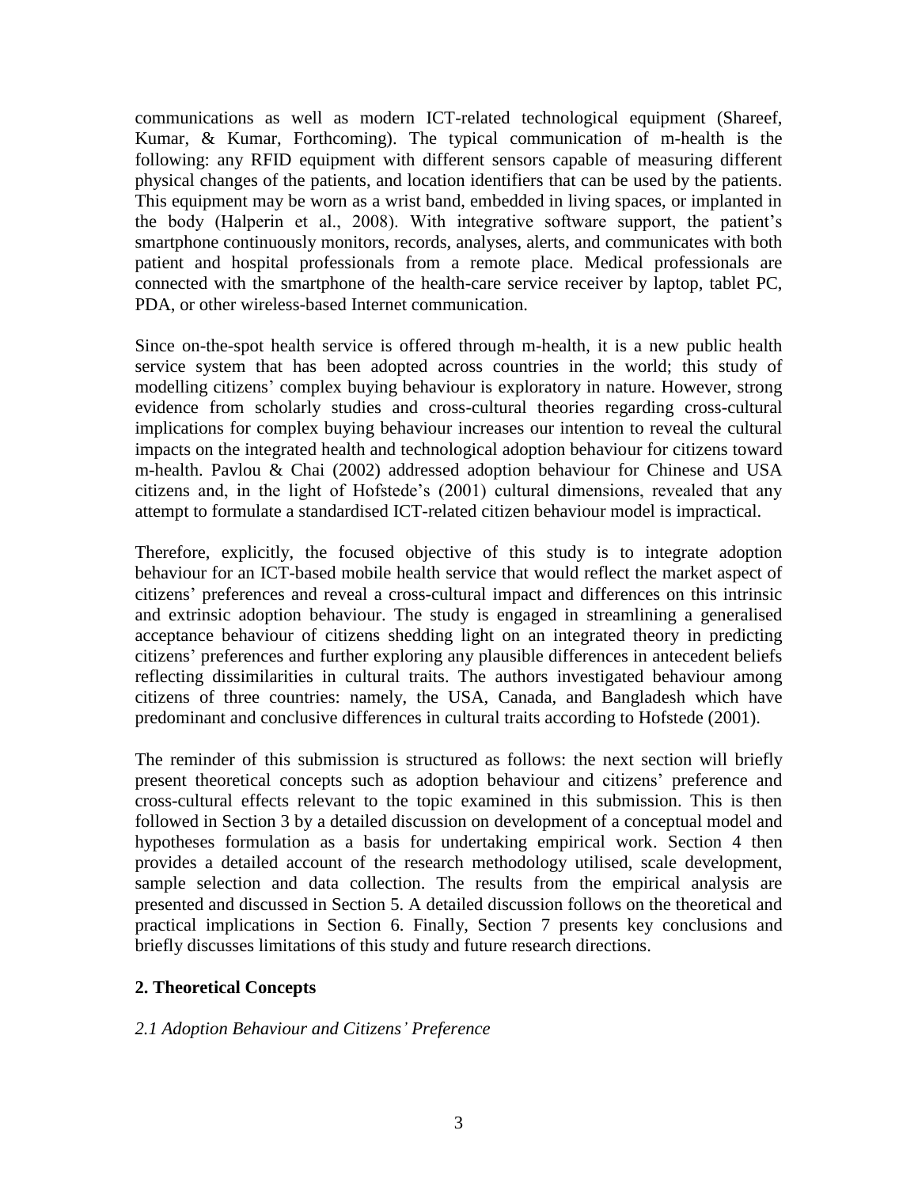communications as well as modern ICT-related technological equipment (Shareef, Kumar, & Kumar, Forthcoming). The typical communication of m-health is the following: any RFID equipment with different sensors capable of measuring different physical changes of the patients, and location identifiers that can be used by the patients. This equipment may be worn as a wrist band, embedded in living spaces, or implanted in the body (Halperin et al., 2008). With integrative software support, the patient's smartphone continuously monitors, records, analyses, alerts, and communicates with both patient and hospital professionals from a remote place. Medical professionals are connected with the smartphone of the health-care service receiver by laptop, tablet PC, PDA, or other wireless-based Internet communication.

Since on-the-spot health service is offered through m-health, it is a new public health service system that has been adopted across countries in the world; this study of modelling citizens' complex buying behaviour is exploratory in nature. However, strong evidence from scholarly studies and cross-cultural theories regarding cross-cultural implications for complex buying behaviour increases our intention to reveal the cultural impacts on the integrated health and technological adoption behaviour for citizens toward m-health. Pavlou & Chai (2002) addressed adoption behaviour for Chinese and USA citizens and, in the light of Hofstede's (2001) cultural dimensions, revealed that any attempt to formulate a standardised ICT-related citizen behaviour model is impractical.

Therefore, explicitly, the focused objective of this study is to integrate adoption behaviour for an ICT-based mobile health service that would reflect the market aspect of citizens' preferences and reveal a cross-cultural impact and differences on this intrinsic and extrinsic adoption behaviour. The study is engaged in streamlining a generalised acceptance behaviour of citizens shedding light on an integrated theory in predicting citizens' preferences and further exploring any plausible differences in antecedent beliefs reflecting dissimilarities in cultural traits. The authors investigated behaviour among citizens of three countries: namely, the USA, Canada, and Bangladesh which have predominant and conclusive differences in cultural traits according to Hofstede (2001).

The reminder of this submission is structured as follows: the next section will briefly present theoretical concepts such as adoption behaviour and citizens' preference and cross-cultural effects relevant to the topic examined in this submission. This is then followed in Section 3 by a detailed discussion on development of a conceptual model and hypotheses formulation as a basis for undertaking empirical work. Section 4 then provides a detailed account of the research methodology utilised, scale development, sample selection and data collection. The results from the empirical analysis are presented and discussed in Section 5. A detailed discussion follows on the theoretical and practical implications in Section 6. Finally, Section 7 presents key conclusions and briefly discusses limitations of this study and future research directions.

## 2. Theoretical Concepts

### *2.1 Adoption Behaviour and Citizens' Preference*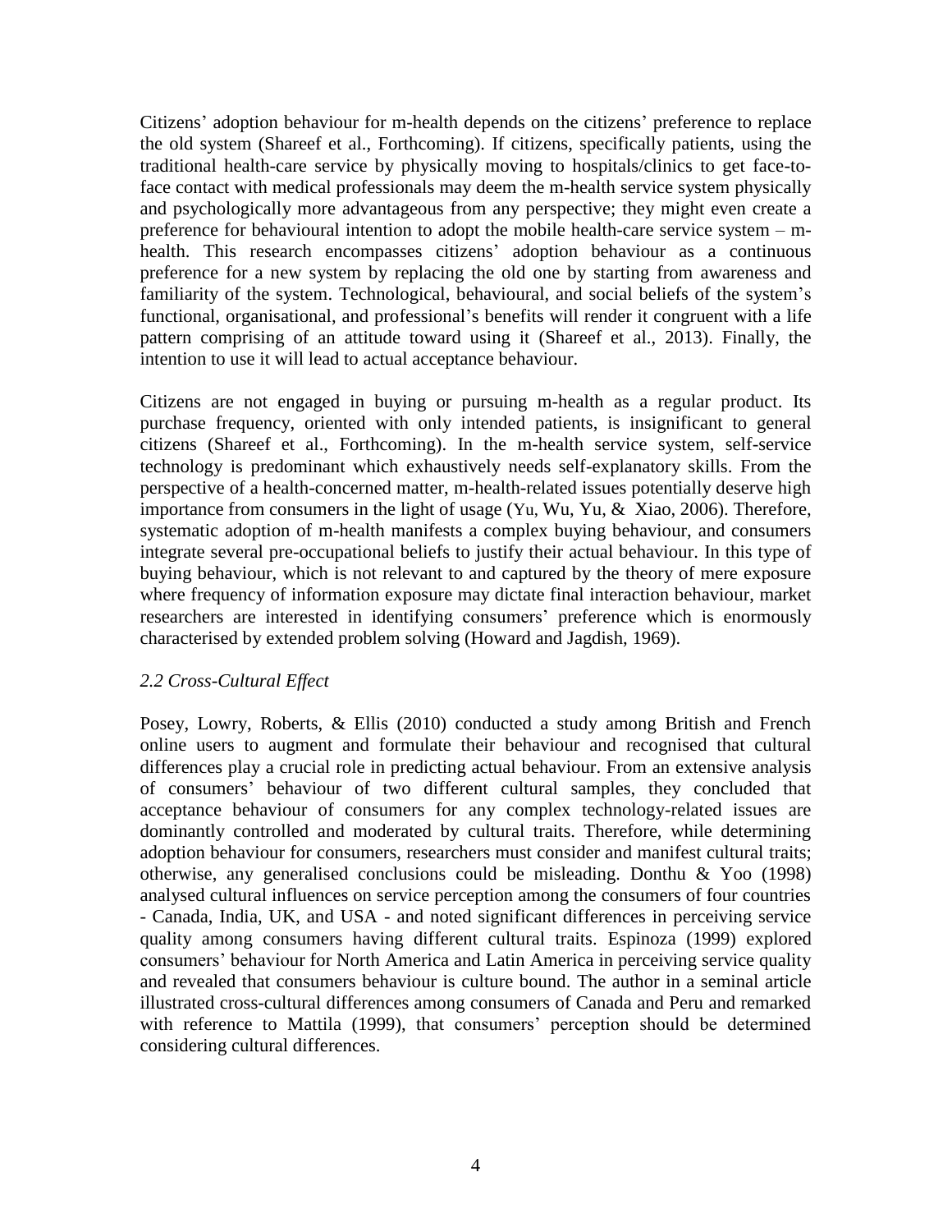Citizens' adoption behaviour for m-health depends on the citizens' preference to replace the old system (Shareef et al., Forthcoming). If citizens, specifically patients, using the traditional health-care service by physically moving to hospitals/clinics to get face-to-face contact with medical professionals may deem the m-health service system physically and psychologically more advantageous from any perspective; they might even create a preference for behavioural intention to adopt the mobile health-care service system – m-health. This research encompasses citizens' adoption behaviour as a continuous preference for a new system by replacing the old one by starting from awareness and familiarity of the system. Technological, behavioural, and social beliefs of the system's functional, organisational, and professional's benefits will render it congruent with a life pattern comprising of an attitude toward using it (Shareef et al., 2013). Finally, the intention to use it will lead to actual acceptance behaviour.

Citizens are not engaged in buying or pursuing m-health as a regular product. Its purchase frequency, oriented with only intended patients, is insignificant to general citizens (Shareef et al., Forthcoming). In the m-health service system, self-service technology is predominant which exhaustively needs self-explanatory skills. From the perspective of a health-concerned matter, m-health-related issues potentially deserve high importance from consumers in the light of usage (Yu, Wu, Yu, & Xiao, 2006). Therefore, systematic adoption of m-health manifests a complex buying behaviour, and consumers integrate several pre-occupational beliefs to justify their actual behaviour. In this type of buying behaviour, which is not relevant to and captured by the theory of mere exposure where frequency of information exposure may dictate final interaction behaviour, market researchers are interested in identifying consumers' preference which is enormously characterised by extended problem solving (Howard and Jagdish, 1969).

### *2.2 Cross-Cultural Effect*

Posey, Lowry, Roberts, & Ellis (2010) conducted a study among British and French online users to augment and formulate their behaviour and recognised that cultural differences play a crucial role in predicting actual behaviour. From an extensive analysis of consumers' behaviour of two different cultural samples, they concluded that acceptance behaviour of consumers for any complex technology-related issues are dominantly controlled and moderated by cultural traits. Therefore, while determining adoption behaviour for consumers, researchers must consider and manifest cultural traits; otherwise, any generalised conclusions could be misleading. Donthu & Yoo (1998) analysed cultural influences on service perception among the consumers of four countries - Canada, India, UK, and USA - and noted significant differences in perceiving service quality among consumers having different cultural traits. Espinoza (1999) explored consumers' behaviour for North America and Latin America in perceiving service quality and revealed that consumers behaviour is culture bound. The author in a seminal article illustrated cross-cultural differences among consumers of Canada and Peru and remarked with reference to Mattila (1999), that consumers' perception should be determined considering cultural differences.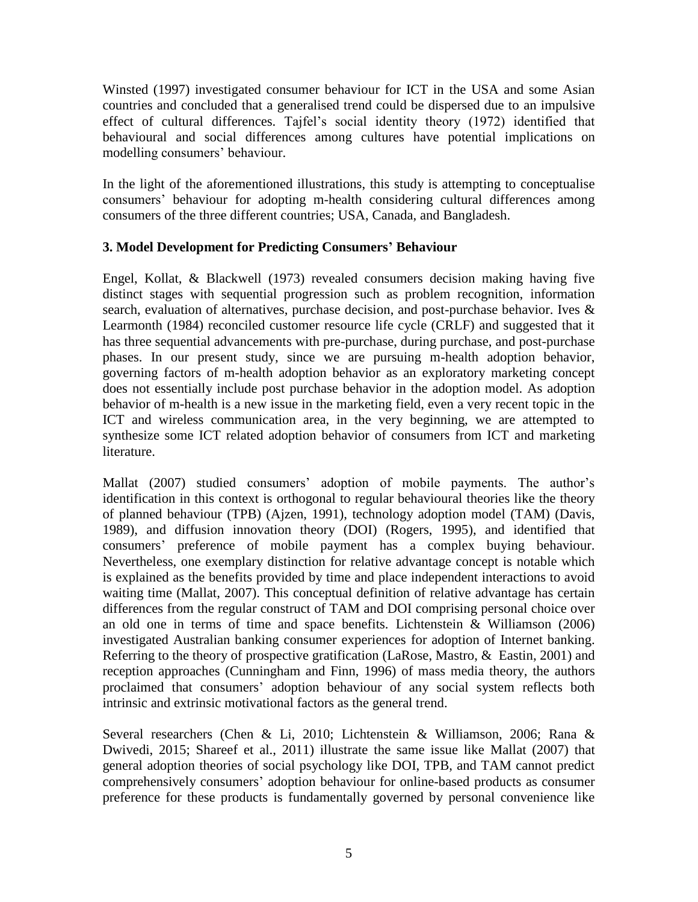Winsted (1997) investigated consumer behaviour for ICT in the USA and some Asian countries and concluded that a generalised trend could be dispersed due to an impulsive effect of cultural differences. Tajfel's social identity theory (1972) identified that behavioural and social differences among cultures have potential implications on modelling consumers' behaviour.

In the light of the aforementioned illustrations, this study is attempting to conceptualise consumers' behaviour for adopting m-health considering cultural differences among consumers of the three different countries; USA, Canada, and Bangladesh.

## 3. Model Development for Predicting Consumers' Behaviour

Engel, Kollat, & Blackwell (1973) revealed consumers decision making having five distinct stages with sequential progression such as problem recognition, information search, evaluation of alternatives, purchase decision, and post-purchase behavior. Ives & Learmonth (1984) reconciled customer resource life cycle (CRLF) and suggested that it has three sequential advancements with pre-purchase, during purchase, and post-purchase phases. In our present study, since we are pursuing m-health adoption behavior, governing factors of m-health adoption behavior as an exploratory marketing concept does not essentially include post purchase behavior in the adoption model. As adoption behavior of m-health is a new issue in the marketing field, even a very recent topic in the ICT and wireless communication area, in the very beginning, we are attempted to synthesize some ICT related adoption behavior of consumers from ICT and marketing literature.

Mallat (2007) studied consumers' adoption of mobile payments. The author's identification in this context is orthogonal to regular behavioural theories like the theory of planned behaviour (TPB) (Ajzen, 1991), technology adoption model (TAM) (Davis, 1989), and diffusion innovation theory (DOI) (Rogers, 1995), and identified that consumers' preference of mobile payment has a complex buying behaviour. Nevertheless, one exemplary distinction for relative advantage concept is notable which is explained as the benefits provided by time and place independent interactions to avoid waiting time (Mallat, 2007). This conceptual definition of relative advantage has certain differences from the regular construct of TAM and DOI comprising personal choice over an old one in terms of time and space benefits. Lichtenstein & Williamson (2006) investigated Australian banking consumer experiences for adoption of Internet banking. Referring to the theory of prospective gratification (LaRose, Mastro, & Eastin, 2001) and reception approaches (Cunningham and Finn, 1996) of mass media theory, the authors proclaimed that consumers' adoption behaviour of any social system reflects both intrinsic and extrinsic motivational factors as the general trend.

Several researchers (Chen & Li, 2010; Lichtenstein & Williamson, 2006; Rana & Dwivedi, 2015; Shareef et al., 2011) illustrate the same issue like Mallat (2007) that general adoption theories of social psychology like DOI, TPB, and TAM cannot predict comprehensively consumers' adoption behaviour for online-based products as consumer preference for these products is fundamentally governed by personal convenience like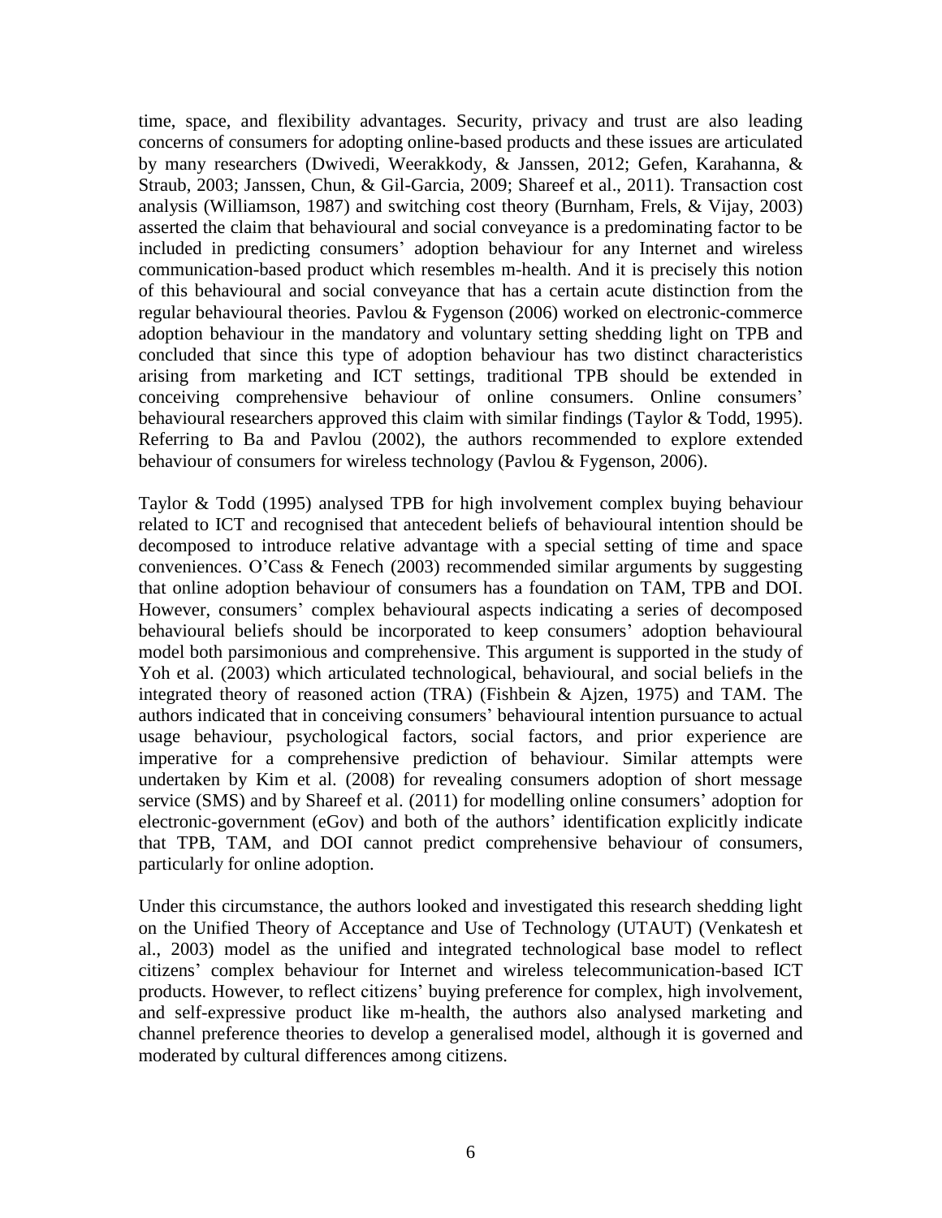time, space, and flexibility advantages. Security, privacy and trust are also leading concerns of consumers for adopting online-based products and these issues are articulated by many researchers (Dwivedi, Weerakkody, & Janssen, 2012; Gefen, Karahanna, & Straub, 2003; Janssen, Chun, & Gil-Garcia, 2009; Shareef et al., 2011). Transaction cost analysis (Williamson, 1987) and switching cost theory (Burnham, Frels, & Vijay, 2003) asserted the claim that behavioural and social conveyance is a predominating factor to be included in predicting consumers' adoption behaviour for any Internet and wireless communication-based product which resembles m-health. And it is precisely this notion of this behavioural and social conveyance that has a certain acute distinction from the regular behavioural theories. Pavlou & Fygenson (2006) worked on electronic-commerce adoption behaviour in the mandatory and voluntary setting shedding light on TPB and concluded that since this type of adoption behaviour has two distinct characteristics arising from marketing and ICT settings, traditional TPB should be extended in conceiving comprehensive behaviour of online consumers. Online consumers' behavioural researchers approved this claim with similar findings (Taylor & Todd, 1995). Referring to Ba and Pavlou (2002), the authors recommended to explore extended behaviour of consumers for wireless technology (Pavlou & Fygenson, 2006).

Taylor & Todd (1995) analysed TPB for high involvement complex buying behaviour related to ICT and recognised that antecedent beliefs of behavioural intention should be decomposed to introduce relative advantage with a special setting of time and space conveniences. O'Cass & Fenech (2003) recommended similar arguments by suggesting that online adoption behaviour of consumers has a foundation on TAM, TPB and DOI. However, consumers' complex behavioural aspects indicating a series of decomposed behavioural beliefs should be incorporated to keep consumers' adoption behavioural model both parsimonious and comprehensive. This argument is supported in the study of Yoh et al. (2003) which articulated technological, behavioural, and social beliefs in the integrated theory of reasoned action (TRA) (Fishbein & Ajzen, 1975) and TAM. The authors indicated that in conceiving consumers' behavioural intention pursuance to actual usage behaviour, psychological factors, social factors, and prior experience are imperative for a comprehensive prediction of behaviour. Similar attempts were undertaken by Kim et al. (2008) for revealing consumers adoption of short message service (SMS) and by Shareef et al. (2011) for modelling online consumers' adoption for electronic-government (eGov) and both of the authors' identification explicitly indicate that TPB, TAM, and DOI cannot predict comprehensive behaviour of consumers, particularly for online adoption.

Under this circumstance, the authors looked and investigated this research shedding light on the Unified Theory of Acceptance and Use of Technology (UTAUT) (Venkatesh et al., 2003) model as the unified and integrated technological base model to reflect citizens' complex behaviour for Internet and wireless telecommunication-based ICT products. However, to reflect citizens' buying preference for complex, high involvement, and self-expressive product like m-health, the authors also analysed marketing and channel preference theories to develop a generalised model, although it is governed and moderated by cultural differences among citizens.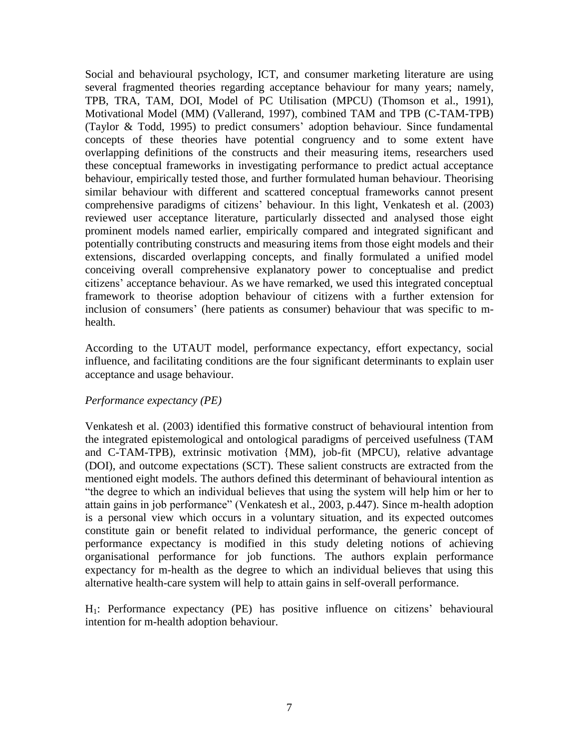Social and behavioural psychology, ICT, and consumer marketing literature are using several fragmented theories regarding acceptance behaviour for many years; namely, TPB, TRA, TAM, DOI, Model of PC Utilisation (MPCU) (Thomson et al., 1991), Motivational Model (MM) (Vallerand, 1997), combined TAM and TPB (C-TAM-TPB) (Taylor & Todd, 1995) to predict consumers' adoption behaviour. Since fundamental concepts of these theories have potential congruency and to some extent have overlapping definitions of the constructs and their measuring items, researchers used these conceptual frameworks in investigating performance to predict actual acceptance behaviour, empirically tested those, and further formulated human behaviour. Theorising similar behaviour with different and scattered conceptual frameworks cannot present comprehensive paradigms of citizens' behaviour. In this light, Venkatesh et al. (2003) reviewed user acceptance literature, particularly dissected and analysed those eight prominent models named earlier, empirically compared and integrated significant and potentially contributing constructs and measuring items from those eight models and their extensions, discarded overlapping concepts, and finally formulated a unified model conceiving overall comprehensive explanatory power to conceptualise and predict citizens' acceptance behaviour. As we have remarked, we used this integrated conceptual framework to theorise adoption behaviour of citizens with a further extension for inclusion of consumers' (here patients as consumer) behaviour that was specific to m-health.

According to the UTAUT model, performance expectancy, effort expectancy, social influence, and facilitating conditions are the four significant determinants to explain user acceptance and usage behaviour.

*Performance expectancy (PE)*

Venkatesh et al. (2003) identified this formative construct of behavioural intention from the integrated epistemological and ontological paradigms of perceived usefulness (TAM and C-TAM-TPB), extrinsic motivation {MM), job-fit (MPCU), relative advantage (DOI), and outcome expectations (SCT). These salient constructs are extracted from the mentioned eight models. The authors defined this determinant of behavioural intention as "the degree to which an individual believes that using the system will help him or her to attain gains in job performance" (Venkatesh et al., 2003, p.447). Since m-health adoption is a personal view which occurs in a voluntary situation, and its expected outcomes constitute gain or benefit related to individual performance, the generic concept of performance expectancy is modified in this study deleting notions of achieving organisational performance for job functions. The authors explain performance expectancy for m-health as the degree to which an individual believes that using this alternative health-care system will help to attain gains in self-overall performance.

$H_1$: Performance expectancy (PE) has positive influence on citizens' behavioural intention for m-health adoption behaviour.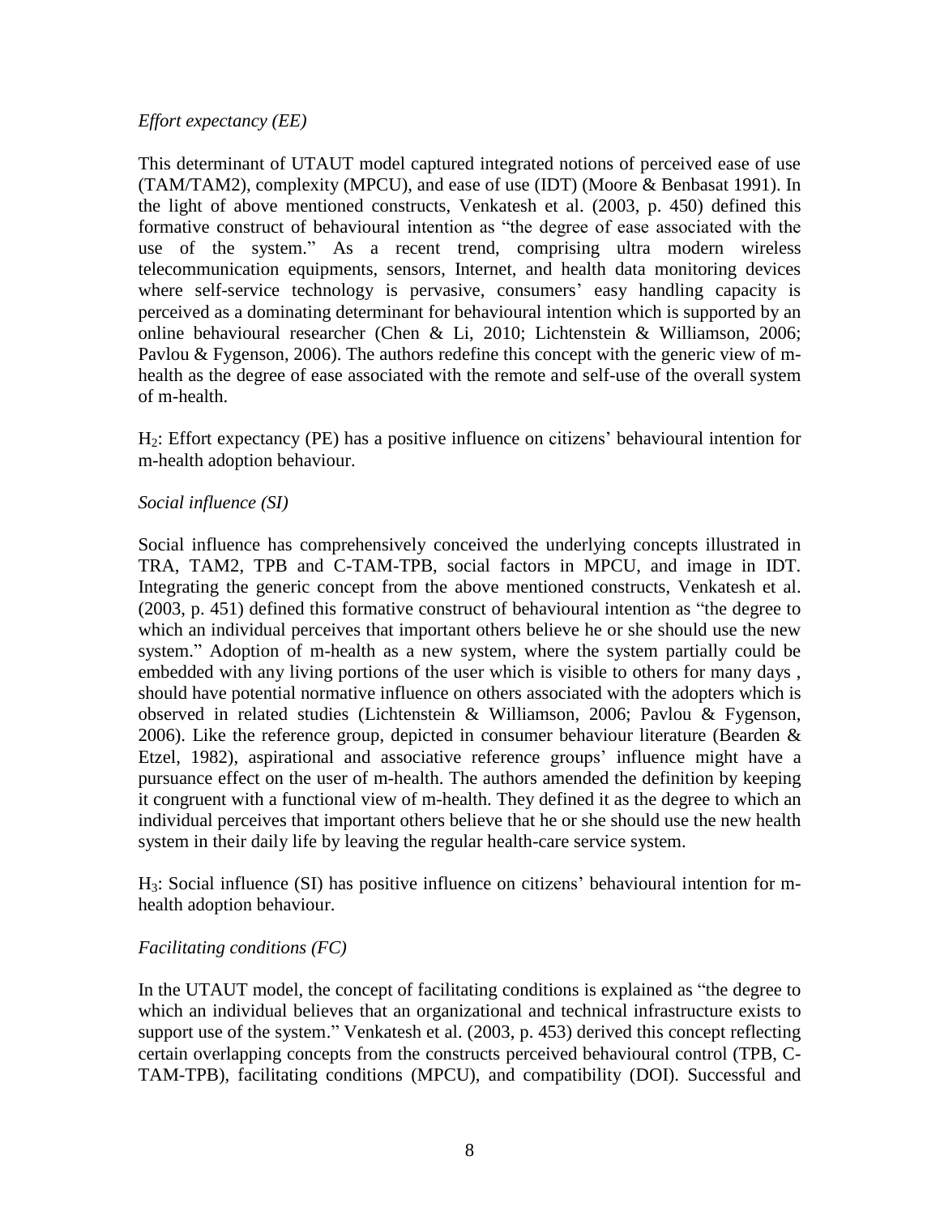*Effort expectancy (EE)*

This determinant of UTAUT model captured integrated notions of perceived ease of use (TAM/TAM2), complexity (MPCU), and ease of use (IDT) (Moore & Benbasat 1991). In the light of above mentioned constructs, Venkatesh et al. (2003, p. 450) defined this formative construct of behavioural intention as "the degree of ease associated with the use of the system." As a recent trend, comprising ultra modern wireless telecommunication equipments, sensors, Internet, and health data monitoring devices where self-service technology is pervasive, consumers' easy handling capacity is perceived as a dominating determinant for behavioural intention which is supported by an online behavioural researcher (Chen & Li, 2010; Lichtenstein & Williamson, 2006; Pavlou & Fygenson, 2006). The authors redefine this concept with the generic view of m-health as the degree of ease associated with the remote and self-use of the overall system of m-health.

$H_2$: Effort expectancy (PE) has a positive influence on citizens' behavioural intention for m-health adoption behaviour.

*Social influence (SI)*

Social influence has comprehensively conceived the underlying concepts illustrated in TRA, TAM2, TPB and C-TAM-TPB, social factors in MPCU, and image in IDT. Integrating the generic concept from the above mentioned constructs, Venkatesh et al. (2003, p. 451) defined this formative construct of behavioural intention as "the degree to which an individual perceives that important others believe he or she should use the new system." Adoption of m-health as a new system, where the system partially could be embedded with any living portions of the user which is visible to others for many days , should have potential normative influence on others associated with the adopters which is observed in related studies (Lichtenstein & Williamson, 2006; Pavlou & Fygenson, 2006). Like the reference group, depicted in consumer behaviour literature (Bearden & Etzel, 1982), aspirational and associative reference groups' influence might have a pursuance effect on the user of m-health. The authors amended the definition by keeping it congruent with a functional view of m-health. They defined it as the degree to which an individual perceives that important others believe that he or she should use the new health system in their daily life by leaving the regular health-care service system.

$H_3$: Social influence (SI) has positive influence on citizens' behavioural intention for m-health adoption behaviour.

*Facilitating conditions (FC)*

In the UTAUT model, the concept of facilitating conditions is explained as "the degree to which an individual believes that an organizational and technical infrastructure exists to support use of the system." Venkatesh et al. (2003, p. 453) derived this concept reflecting certain overlapping concepts from the constructs perceived behavioural control (TPB, C-TAM-TPB), facilitating conditions (MPCU), and compatibility (DOI). Successful and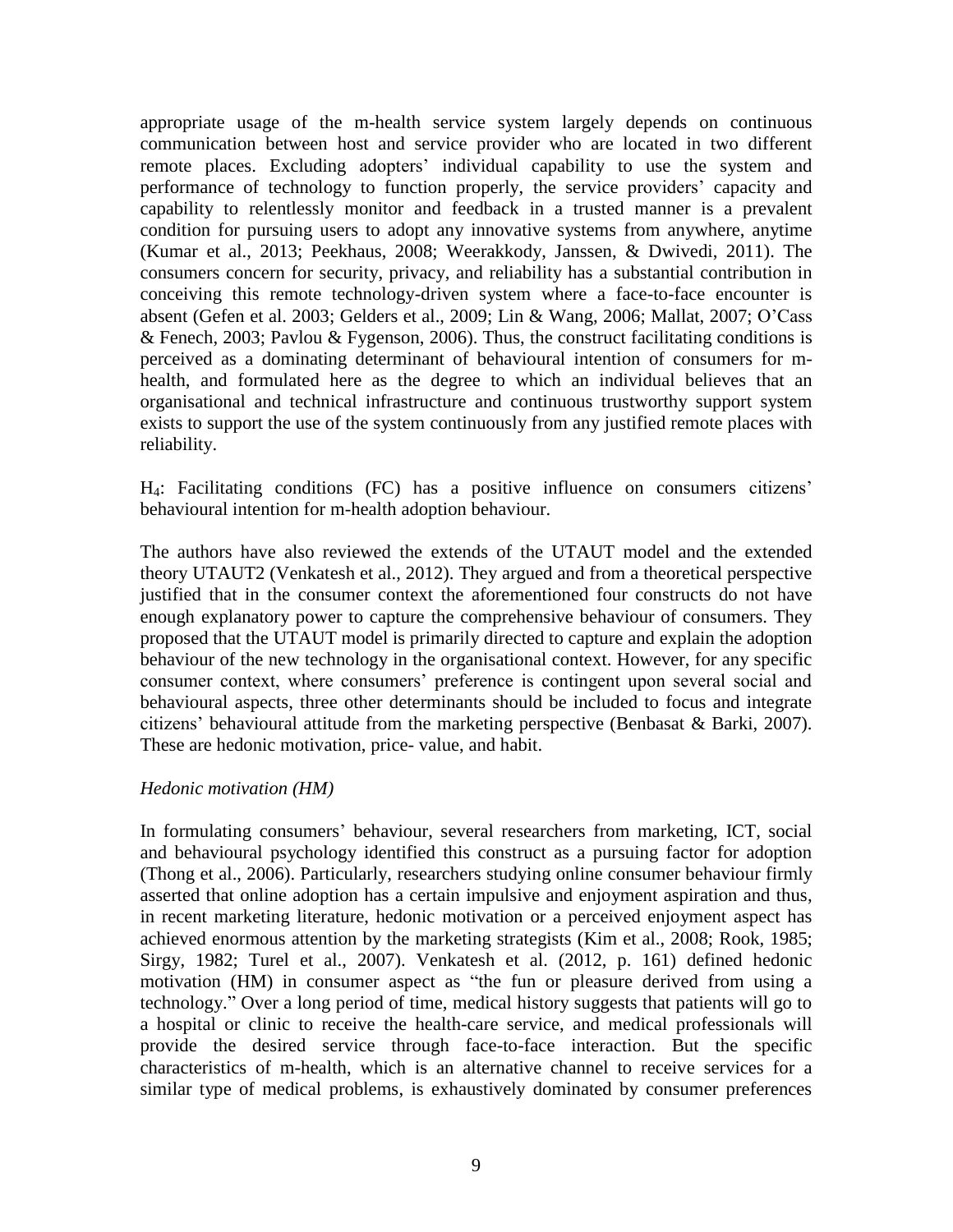appropriate usage of the m-health service system largely depends on continuous communication between host and service provider who are located in two different remote places. Excluding adopters' individual capability to use the system and performance of technology to function properly, the service providers' capacity and capability to relentlessly monitor and feedback in a trusted manner is a prevalent condition for pursuing users to adopt any innovative systems from anywhere, anytime (Kumar et al., 2013; Peekhaus, 2008; Weerakkody, Janssen, & Dwivedi, 2011). The consumers concern for security, privacy, and reliability has a substantial contribution in conceiving this remote technology-driven system where a face-to-face encounter is absent (Gefen et al. 2003; Gelders et al., 2009; Lin & Wang, 2006; Mallat, 2007; O'Cass & Fenech, 2003; Pavlou & Fygenson, 2006). Thus, the construct facilitating conditions is perceived as a dominating determinant of behavioural intention of consumers for m-health, and formulated here as the degree to which an individual believes that an organisational and technical infrastructure and continuous trustworthy support system exists to support the use of the system continuously from any justified remote places with reliability.

$H_4$: Facilitating conditions (FC) has a positive influence on consumers citizens' behavioural intention for m-health adoption behaviour.

The authors have also reviewed the extends of the UTAUT model and the extended theory UTAUT2 (Venkatesh et al., 2012). They argued and from a theoretical perspective justified that in the consumer context the aforementioned four constructs do not have enough explanatory power to capture the comprehensive behaviour of consumers. They proposed that the UTAUT model is primarily directed to capture and explain the adoption behaviour of the new technology in the organisational context. However, for any specific consumer context, where consumers' preference is contingent upon several social and behavioural aspects, three other determinants should be included to focus and integrate citizens' behavioural attitude from the marketing perspective (Benbasat & Barki, 2007). These are hedonic motivation, price- value, and habit.

*Hedonic motivation (HM)*

In formulating consumers' behaviour, several researchers from marketing, ICT, social and behavioural psychology identified this construct as a pursuing factor for adoption (Thong et al., 2006). Particularly, researchers studying online consumer behaviour firmly asserted that online adoption has a certain impulsive and enjoyment aspiration and thus, in recent marketing literature, hedonic motivation or a perceived enjoyment aspect has achieved enormous attention by the marketing strategists (Kim et al., 2008; Rook, 1985; Sirgy, 1982; Turel et al., 2007). Venkatesh et al. (2012, p. 161) defined hedonic motivation (HM) in consumer aspect as "the fun or pleasure derived from using a technology." Over a long period of time, medical history suggests that patients will go to a hospital or clinic to receive the health-care service, and medical professionals will provide the desired service through face-to-face interaction. But the specific characteristics of m-health, which is an alternative channel to receive services for a similar type of medical problems, is exhaustively dominated by consumer preferences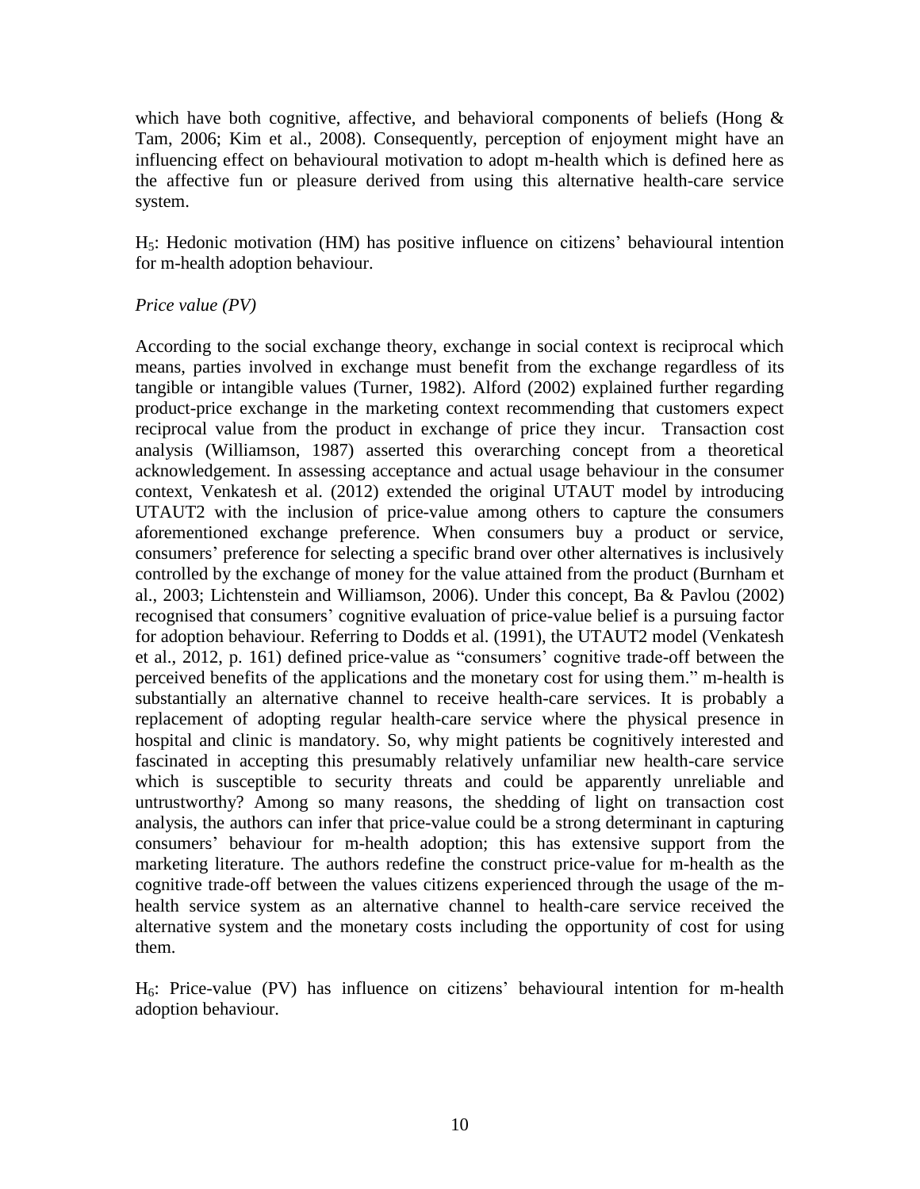which have both cognitive, affective, and behavioral components of beliefs (Hong & Tam, 2006; Kim et al., 2008). Consequently, perception of enjoyment might have an influencing effect on behavioural motivation to adopt m-health which is defined here as the affective fun or pleasure derived from using this alternative health-care service system.

$H_5$: Hedonic motivation (HM) has positive influence on citizens' behavioural intention for m-health adoption behaviour.

*Price value (PV)*

According to the social exchange theory, exchange in social context is reciprocal which means, parties involved in exchange must benefit from the exchange regardless of its tangible or intangible values (Turner, 1982). Alford (2002) explained further regarding product-price exchange in the marketing context recommending that customers expect reciprocal value from the product in exchange of price they incur. Transaction cost analysis (Williamson, 1987) asserted this overarching concept from a theoretical acknowledgement. In assessing acceptance and actual usage behaviour in the consumer context, Venkatesh et al. (2012) extended the original UTAUT model by introducing UTAUT2 with the inclusion of price-value among others to capture the consumers aforementioned exchange preference. When consumers buy a product or service, consumers' preference for selecting a specific brand over other alternatives is inclusively controlled by the exchange of money for the value attained from the product (Burnham et al., 2003; Lichtenstein and Williamson, 2006). Under this concept, Ba & Pavlou (2002) recognised that consumers' cognitive evaluation of price-value belief is a pursuing factor for adoption behaviour. Referring to Dodds et al. (1991), the UTAUT2 model (Venkatesh et al., 2012, p. 161) defined price-value as "consumers' cognitive trade-off between the perceived benefits of the applications and the monetary cost for using them." m-health is substantially an alternative channel to receive health-care services. It is probably a replacement of adopting regular health-care service where the physical presence in hospital and clinic is mandatory. So, why might patients be cognitively interested and fascinated in accepting this presumably relatively unfamiliar new health-care service which is susceptible to security threats and could be apparently unreliable and untrustworthy? Among so many reasons, the shedding of light on transaction cost analysis, the authors can infer that price-value could be a strong determinant in capturing consumers' behaviour for m-health adoption; this has extensive support from the marketing literature. The authors redefine the construct price-value for m-health as the cognitive trade-off between the values citizens experienced through the usage of the m-health service system as an alternative channel to health-care service received the alternative system and the monetary costs including the opportunity of cost for using them.

$H_6$: Price-value (PV) has influence on citizens' behavioural intention for m-health adoption behaviour.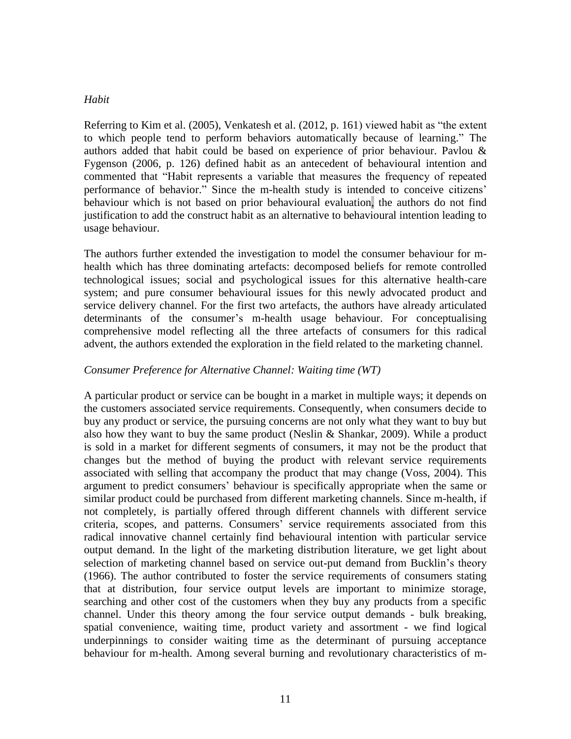*Habit*

Referring to Kim et al. (2005), Venkatesh et al. (2012, p. 161) viewed habit as "the extent to which people tend to perform behaviors automatically because of learning." The authors added that habit could be based on experience of prior behaviour. Pavlou & Fygenson (2006, p. 126) defined habit as an antecedent of behavioural intention and commented that "Habit represents a variable that measures the frequency of repeated performance of behavior." Since the m-health study is intended to conceive citizens' behaviour which is not based on prior behavioural evaluation, the authors do not find justification to add the construct habit as an alternative to behavioural intention leading to usage behaviour.

The authors further extended the investigation to model the consumer behaviour for m-health which has three dominating artefacts: decomposed beliefs for remote controlled technological issues; social and psychological issues for this alternative health-care system; and pure consumer behavioural issues for this newly advocated product and service delivery channel. For the first two artefacts, the authors have already articulated determinants of the consumer's m-health usage behaviour. For conceptualising comprehensive model reflecting all the three artefacts of consumers for this radical advent, the authors extended the exploration in the field related to the marketing channel.

*Consumer Preference for Alternative Channel: Waiting time (WT)*

A particular product or service can be bought in a market in multiple ways; it depends on the customers associated service requirements. Consequently, when consumers decide to buy any product or service, the pursuing concerns are not only what they want to buy but also how they want to buy the same product (Neslin & Shankar, 2009). While a product is sold in a market for different segments of consumers, it may not be the product that changes but the method of buying the product with relevant service requirements associated with selling that accompany the product that may change (Voss, 2004). This argument to predict consumers' behaviour is specifically appropriate when the same or similar product could be purchased from different marketing channels. Since m-health, if not completely, is partially offered through different channels with different service criteria, scopes, and patterns. Consumers' service requirements associated from this radical innovative channel certainly find behavioural intention with particular service output demand. In the light of the marketing distribution literature, we get light about selection of marketing channel based on service out-put demand from Bucklin's theory (1966). The author contributed to foster the service requirements of consumers stating that at distribution, four service output levels are important to minimize storage, searching and other cost of the customers when they buy any products from a specific channel. Under this theory among the four service output demands - bulk breaking, spatial convenience, waiting time, product variety and assortment - we find logical underpinnings to consider waiting time as the determinant of pursuing acceptance behaviour for m-health. Among several burning and revolutionary characteristics of m-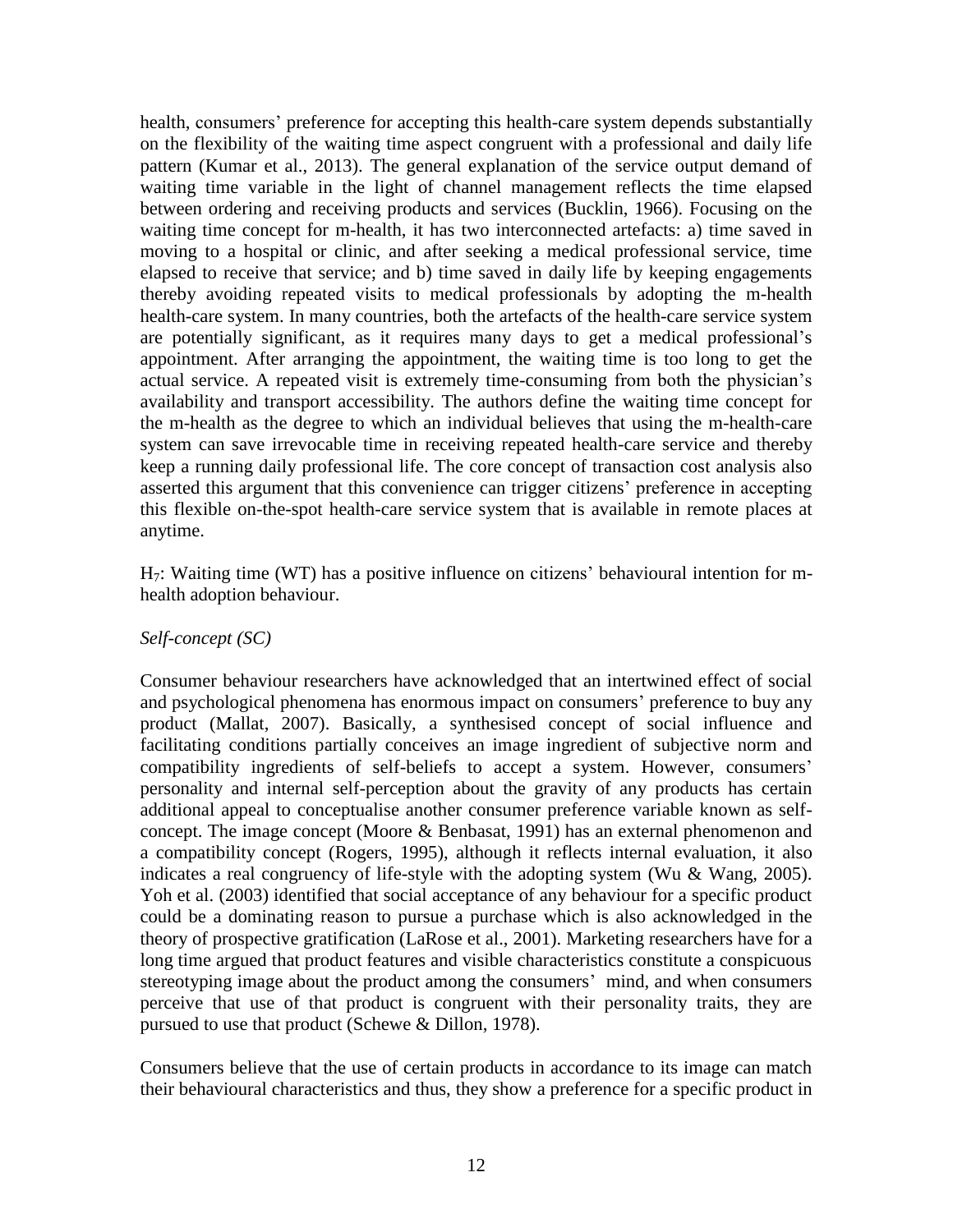health, consumers' preference for accepting this health-care system depends substantially on the flexibility of the waiting time aspect congruent with a professional and daily life pattern (Kumar et al., 2013). The general explanation of the service output demand of waiting time variable in the light of channel management reflects the time elapsed between ordering and receiving products and services (Bucklin, 1966). Focusing on the waiting time concept for m-health, it has two interconnected artefacts: a) time saved in moving to a hospital or clinic, and after seeking a medical professional service, time elapsed to receive that service; and b) time saved in daily life by keeping engagements thereby avoiding repeated visits to medical professionals by adopting the m-health health-care system. In many countries, both the artefacts of the health-care service system are potentially significant, as it requires many days to get a medical professional's appointment. After arranging the appointment, the waiting time is too long to get the actual service. A repeated visit is extremely time-consuming from both the physician's availability and transport accessibility. The authors define the waiting time concept for the m-health as the degree to which an individual believes that using the m-health-care system can save irrevocable time in receiving repeated health-care service and thereby keep a running daily professional life. The core concept of transaction cost analysis also asserted this argument that this convenience can trigger citizens' preference in accepting this flexible on-the-spot health-care service system that is available in remote places at anytime.

$H_7$: Waiting time (WT) has a positive influence on citizens' behavioural intention for m-health adoption behaviour.

*Self-concept (SC)*

Consumer behaviour researchers have acknowledged that an intertwined effect of social and psychological phenomena has enormous impact on consumers' preference to buy any product (Mallat, 2007). Basically, a synthesised concept of social influence and facilitating conditions partially conceives an image ingredient of subjective norm and compatibility ingredients of self-beliefs to accept a system. However, consumers' personality and internal self-perception about the gravity of any products has certain additional appeal to conceptualise another consumer preference variable known as self-concept. The image concept (Moore & Benbasat, 1991) has an external phenomenon and a compatibility concept (Rogers, 1995), although it reflects internal evaluation, it also indicates a real congruency of life-style with the adopting system (Wu & Wang, 2005). Yoh et al. (2003) identified that social acceptance of any behaviour for a specific product could be a dominating reason to pursue a purchase which is also acknowledged in the theory of prospective gratification (LaRose et al., 2001). Marketing researchers have for a long time argued that product features and visible characteristics constitute a conspicuous stereotyping image about the product among the consumers' mind, and when consumers perceive that use of that product is congruent with their personality traits, they are pursued to use that product (Schewe & Dillon, 1978).

Consumers believe that the use of certain products in accordance to its image can match their behavioural characteristics and thus, they show a preference for a specific product in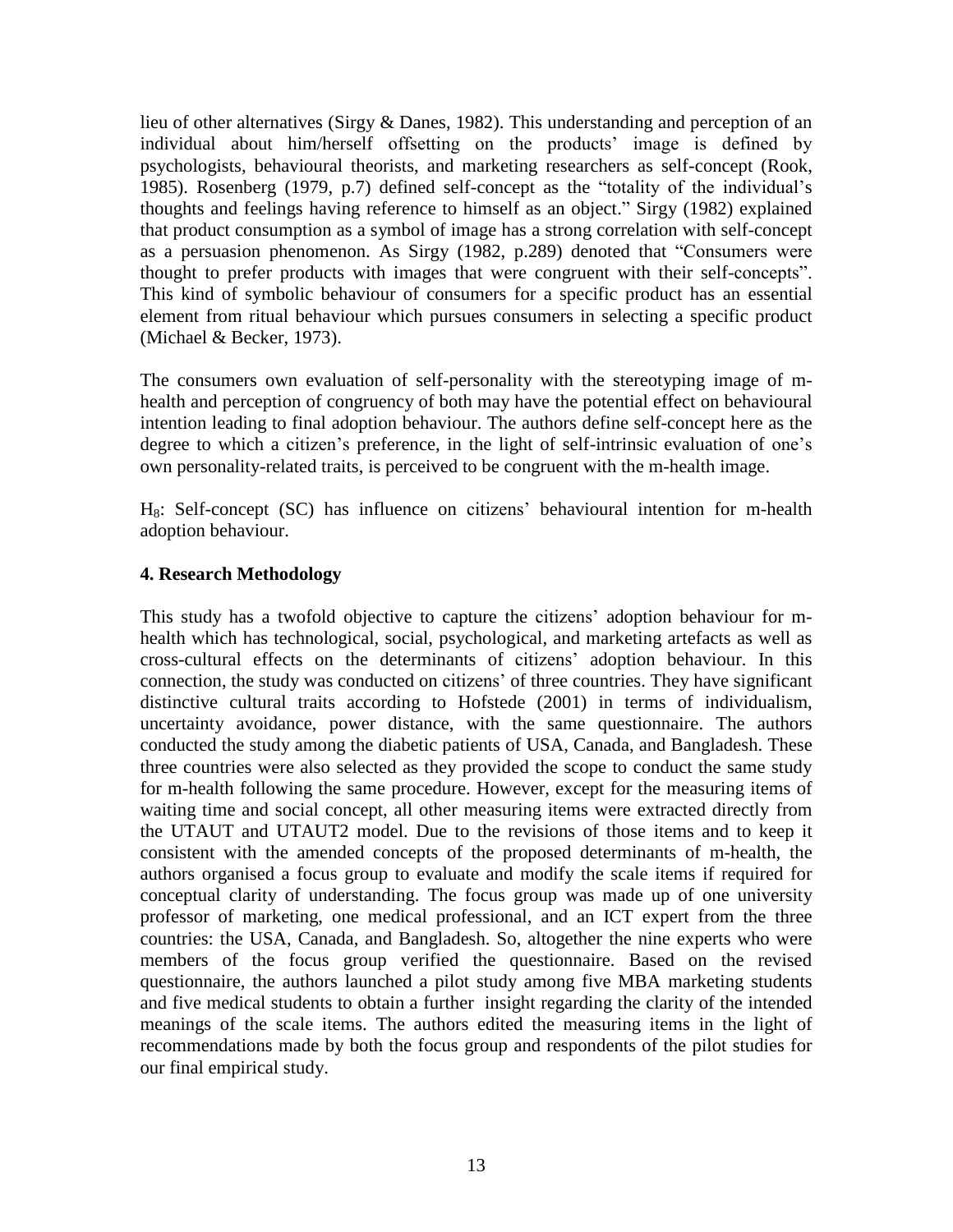lieu of other alternatives (Sirgy & Danes, 1982). This understanding and perception of an individual about him/herself offsetting on the products' image is defined by psychologists, behavioural theorists, and marketing researchers as self-concept (Rook, 1985). Rosenberg (1979, p.7) defined self-concept as the "totality of the individual's thoughts and feelings having reference to himself as an object." Sirgy (1982) explained that product consumption as a symbol of image has a strong correlation with self-concept as a persuasion phenomenon. As Sirgy (1982, p.289) denoted that "Consumers were thought to prefer products with images that were congruent with their self-concepts". This kind of symbolic behaviour of consumers for a specific product has an essential element from ritual behaviour which pursues consumers in selecting a specific product (Michael & Becker, 1973).

The consumers own evaluation of self-personality with the stereotyping image of m-health and perception of congruency of both may have the potential effect on behavioural intention leading to final adoption behaviour. The authors define self-concept here as the degree to which a citizen's preference, in the light of self-intrinsic evaluation of one's own personality-related traits, is perceived to be congruent with the m-health image.

$H_8$: Self-concept (SC) has influence on citizens' behavioural intention for m-health adoption behaviour.

## 4. Research Methodology

This study has a twofold objective to capture the citizens' adoption behaviour for m-health which has technological, social, psychological, and marketing artefacts as well as cross-cultural effects on the determinants of citizens' adoption behaviour. In this connection, the study was conducted on citizens' of three countries. They have significant distinctive cultural traits according to Hofstede (2001) in terms of individualism, uncertainty avoidance, power distance, with the same questionnaire. The authors conducted the study among the diabetic patients of USA, Canada, and Bangladesh. These three countries were also selected as they provided the scope to conduct the same study for m-health following the same procedure. However, except for the measuring items of waiting time and social concept, all other measuring items were extracted directly from the UTAUT and UTAUT2 model. Due to the revisions of those items and to keep it consistent with the amended concepts of the proposed determinants of m-health, the authors organised a focus group to evaluate and modify the scale items if required for conceptual clarity of understanding. The focus group was made up of one university professor of marketing, one medical professional, and an ICT expert from the three countries: the USA, Canada, and Bangladesh. So, altogether the nine experts who were members of the focus group verified the questionnaire. Based on the revised questionnaire, the authors launched a pilot study among five MBA marketing students and five medical students to obtain a further insight regarding the clarity of the intended meanings of the scale items. The authors edited the measuring items in the light of recommendations made by both the focus group and respondents of the pilot studies for our final empirical study.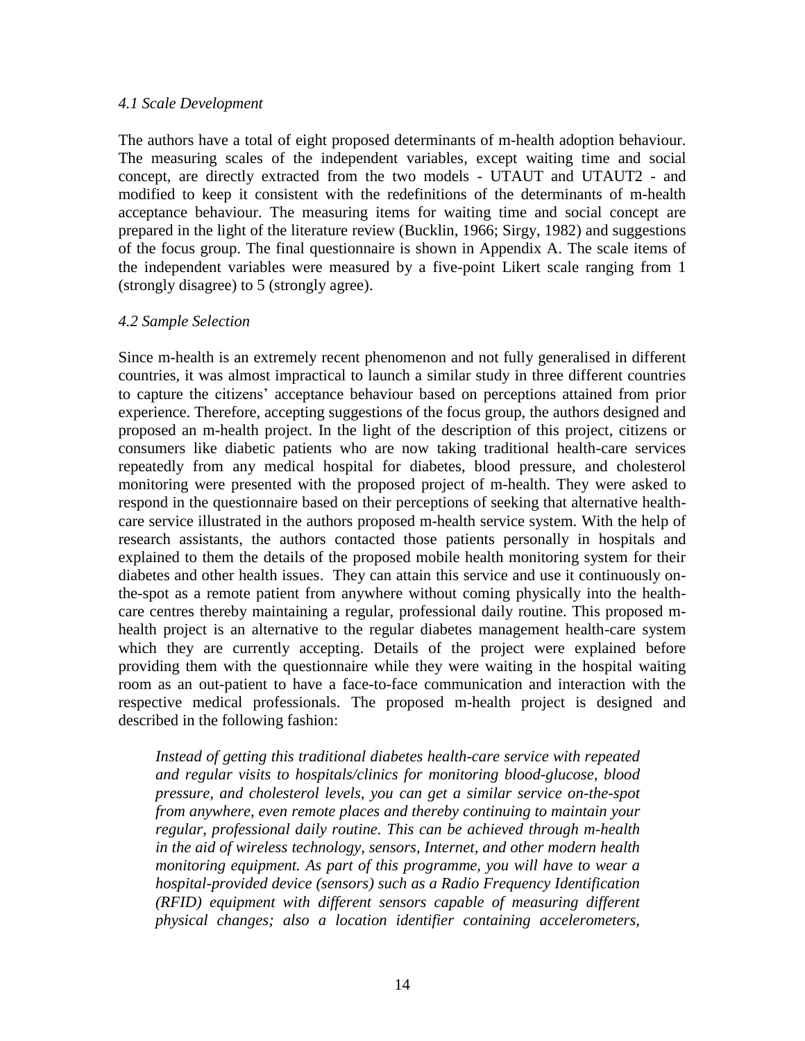### *4.1 Scale Development*

The authors have a total of eight proposed determinants of m-health adoption behaviour. The measuring scales of the independent variables, except waiting time and social concept, are directly extracted from the two models - UTAUT and UTAUT2 - and modified to keep it consistent with the redefinitions of the determinants of m-health acceptance behaviour. The measuring items for waiting time and social concept are prepared in the light of the literature review (Bucklin, 1966; Sirgy, 1982) and suggestions of the focus group. The final questionnaire is shown in Appendix A. The scale items of the independent variables were measured by a five-point Likert scale ranging from 1 (strongly disagree) to 5 (strongly agree).

### *4.2 Sample Selection*

Since m-health is an extremely recent phenomenon and not fully generalised in different countries, it was almost impractical to launch a similar study in three different countries to capture the citizens' acceptance behaviour based on perceptions attained from prior experience. Therefore, accepting suggestions of the focus group, the authors designed and proposed an m-health project. In the light of the description of this project, citizens or consumers like diabetic patients who are now taking traditional health-care services repeatedly from any medical hospital for diabetes, blood pressure, and cholesterol monitoring were presented with the proposed project of m-health. They were asked to respond in the questionnaire based on their perceptions of seeking that alternative health-care service illustrated in the authors proposed m-health service system. With the help of research assistants, the authors contacted those patients personally in hospitals and explained to them the details of the proposed mobile health monitoring system for their diabetes and other health issues. They can attain this service and use it continuously on-the-spot as a remote patient from anywhere without coming physically into the health-care centres thereby maintaining a regular, professional daily routine. This proposed m-health project is an alternative to the regular diabetes management health-care system which they are currently accepting. Details of the project were explained before providing them with the questionnaire while they were waiting in the hospital waiting room as an out-patient to have a face-to-face communication and interaction with the respective medical professionals. The proposed m-health project is designed and described in the following fashion:

> *Instead of getting this traditional diabetes health-care service with repeated and regular visits to hospitals/clinics for monitoring blood-glucose, blood pressure, and cholesterol levels, you can get a similar service on-the-spot from anywhere, even remote places and thereby continuing to maintain your regular, professional daily routine. This can be achieved through m-health in the aid of wireless technology, sensors, Internet, and other modern health monitoring equipment. As part of this programme, you will have to wear a hospital-provided device (sensors) such as a Radio Frequency Identification (RFID) equipment with different sensors capable of measuring different physical changes; also a location identifier containing accelerometers,*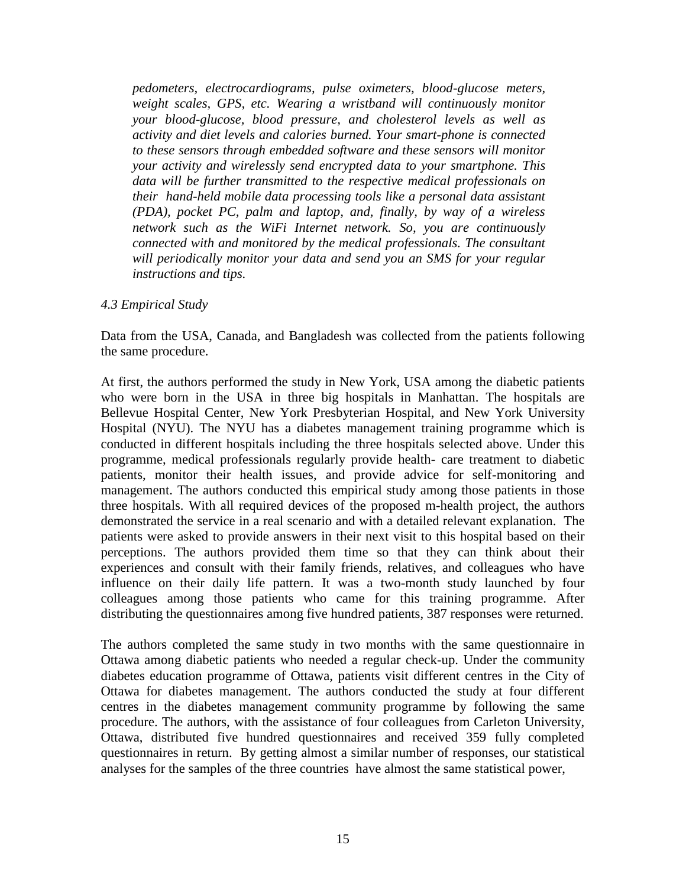*pedometers, electrocardiograms, pulse oximeters, blood-glucose meters, weight scales, GPS, etc. Wearing a wristband will continuously monitor your blood-glucose, blood pressure, and cholesterol levels as well as activity and diet levels and calories burned. Your smart-phone is connected to these sensors through embedded software and these sensors will monitor your activity and wirelessly send encrypted data to your smartphone. This data will be further transmitted to the respective medical professionals on their hand-held mobile data processing tools like a personal data assistant (PDA), pocket PC, palm and laptop, and, finally, by way of a wireless network such as the WiFi Internet network. So, you are continuously connected with and monitored by the medical professionals. The consultant will periodically monitor your data and send you an SMS for your regular instructions and tips.*

### *4.3 Empirical Study*

Data from the USA, Canada, and Bangladesh was collected from the patients following the same procedure.

At first, the authors performed the study in New York, USA among the diabetic patients who were born in the USA in three big hospitals in Manhattan. The hospitals are Bellevue Hospital Center, New York Presbyterian Hospital, and New York University Hospital (NYU). The NYU has a diabetes management training programme which is conducted in different hospitals including the three hospitals selected above. Under this programme, medical professionals regularly provide health- care treatment to diabetic patients, monitor their health issues, and provide advice for self-monitoring and management. The authors conducted this empirical study among those patients in those three hospitals. With all required devices of the proposed m-health project, the authors demonstrated the service in a real scenario and with a detailed relevant explanation. The patients were asked to provide answers in their next visit to this hospital based on their perceptions. The authors provided them time so that they can think about their experiences and consult with their family friends, relatives, and colleagues who have influence on their daily life pattern. It was a two-month study launched by four colleagues among those patients who came for this training programme. After distributing the questionnaires among five hundred patients, 387 responses were returned.

The authors completed the same study in two months with the same questionnaire in Ottawa among diabetic patients who needed a regular check-up. Under the community diabetes education programme of Ottawa, patients visit different centres in the City of Ottawa for diabetes management. The authors conducted the study at four different centres in the diabetes management community programme by following the same procedure. The authors, with the assistance of four colleagues from Carleton University, Ottawa, distributed five hundred questionnaires and received 359 fully completed questionnaires in return. By getting almost a similar number of responses, our statistical analyses for the samples of the three countries have almost the same statistical power,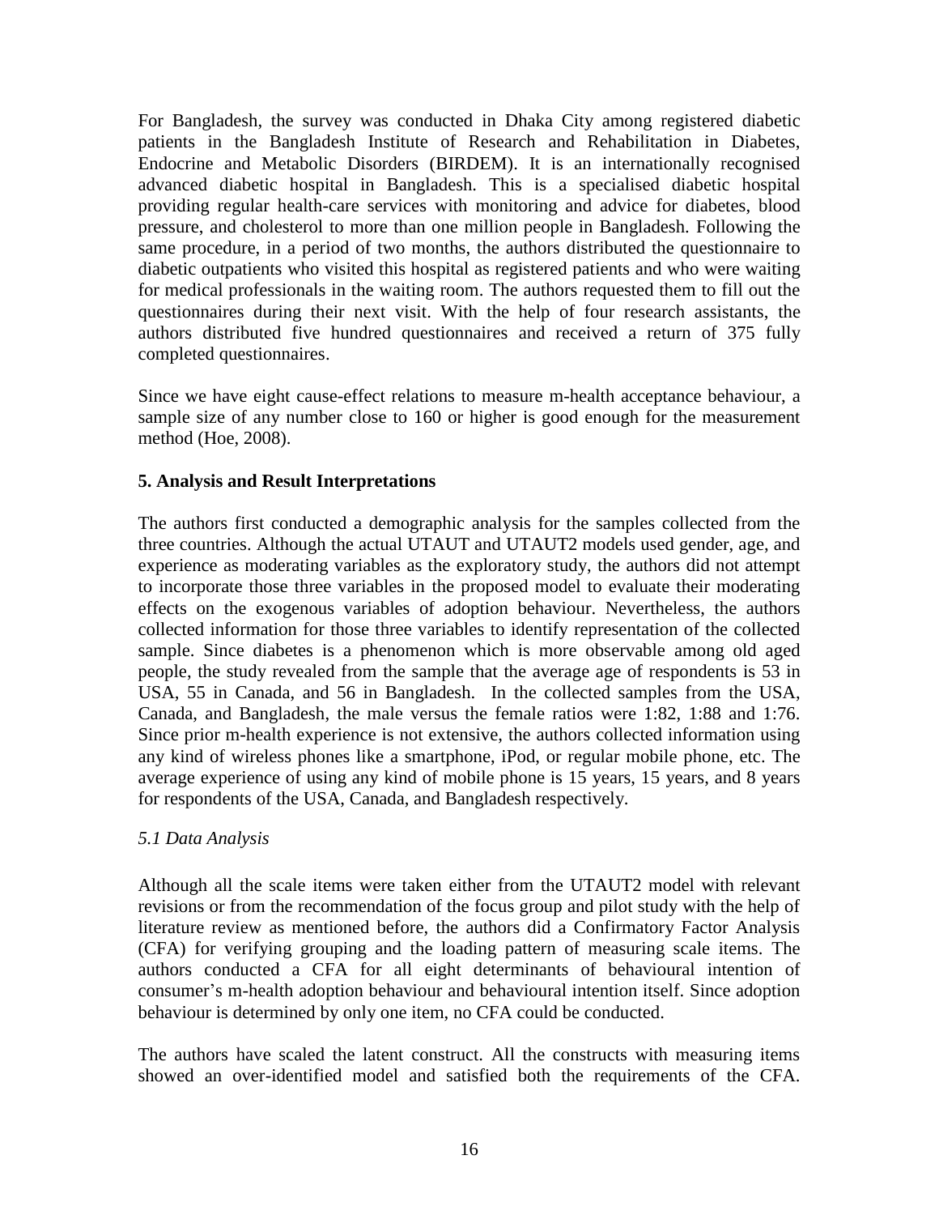For Bangladesh, the survey was conducted in Dhaka City among registered diabetic patients in the Bangladesh Institute of Research and Rehabilitation in Diabetes, Endocrine and Metabolic Disorders (BIRDEM). It is an internationally recognised advanced diabetic hospital in Bangladesh. This is a specialised diabetic hospital providing regular health-care services with monitoring and advice for diabetes, blood pressure, and cholesterol to more than one million people in Bangladesh. Following the same procedure, in a period of two months, the authors distributed the questionnaire to diabetic outpatients who visited this hospital as registered patients and who were waiting for medical professionals in the waiting room. The authors requested them to fill out the questionnaires during their next visit. With the help of four research assistants, the authors distributed five hundred questionnaires and received a return of 375 fully completed questionnaires.

Since we have eight cause-effect relations to measure m-health acceptance behaviour, a sample size of any number close to 160 or higher is good enough for the measurement method (Hoe, 2008).

## 5. Analysis and Result Interpretations

The authors first conducted a demographic analysis for the samples collected from the three countries. Although the actual UTAUT and UTAUT2 models used gender, age, and experience as moderating variables as the exploratory study, the authors did not attempt to incorporate those three variables in the proposed model to evaluate their moderating effects on the exogenous variables of adoption behaviour. Nevertheless, the authors collected information for those three variables to identify representation of the collected sample. Since diabetes is a phenomenon which is more observable among old aged people, the study revealed from the sample that the average age of respondents is 53 in USA, 55 in Canada, and 56 in Bangladesh. In the collected samples from the USA, Canada, and Bangladesh, the male versus the female ratios were 1:82, 1:88 and 1:76. Since prior m-health experience is not extensive, the authors collected information using any kind of wireless phones like a smartphone, iPod, or regular mobile phone, etc. The average experience of using any kind of mobile phone is 15 years, 15 years, and 8 years for respondents of the USA, Canada, and Bangladesh respectively.

### *5.1 Data Analysis*

Although all the scale items were taken either from the UTAUT2 model with relevant revisions or from the recommendation of the focus group and pilot study with the help of literature review as mentioned before, the authors did a Confirmatory Factor Analysis (CFA) for verifying grouping and the loading pattern of measuring scale items. The authors conducted a CFA for all eight determinants of behavioural intention of consumer's m-health adoption behaviour and behavioural intention itself. Since adoption behaviour is determined by only one item, no CFA could be conducted.

The authors have scaled the latent construct. All the constructs with measuring items showed an over-identified model and satisfied both the requirements of the CFA.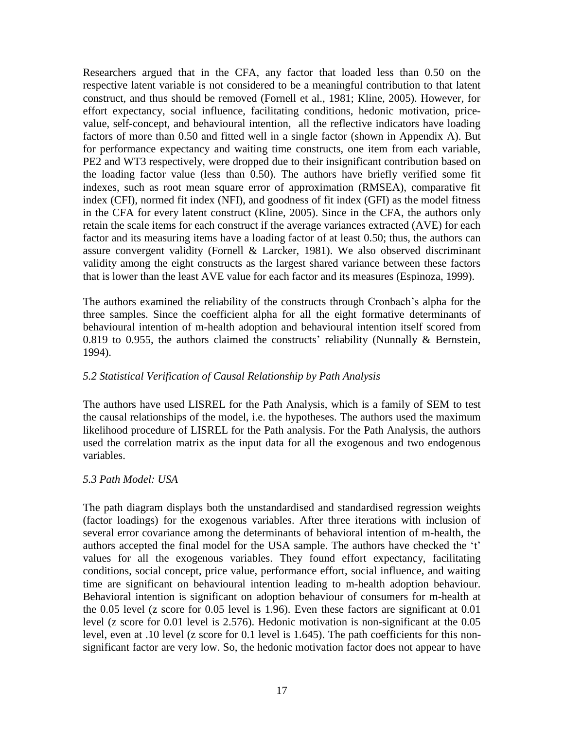Researchers argued that in the CFA, any factor that loaded less than 0.50 on the respective latent variable is not considered to be a meaningful contribution to that latent construct, and thus should be removed (Fornell et al., 1981; Kline, 2005). However, for effort expectancy, social influence, facilitating conditions, hedonic motivation, price-value, self-concept, and behavioural intention, all the reflective indicators have loading factors of more than 0.50 and fitted well in a single factor (shown in Appendix A). But for performance expectancy and waiting time constructs, one item from each variable, PE2 and WT3 respectively, were dropped due to their insignificant contribution based on the loading factor value (less than 0.50). The authors have briefly verified some fit indexes, such as root mean square error of approximation (RMSEA), comparative fit index (CFI), normed fit index (NFI), and goodness of fit index (GFI) as the model fitness in the CFA for every latent construct (Kline, 2005). Since in the CFA, the authors only retain the scale items for each construct if the average variances extracted (AVE) for each factor and its measuring items have a loading factor of at least 0.50; thus, the authors can assure convergent validity (Fornell & Larcker, 1981). We also observed discriminant validity among the eight constructs as the largest shared variance between these factors that is lower than the least AVE value for each factor and its measures (Espinoza, 1999).

The authors examined the reliability of the constructs through Cronbach's alpha for the three samples. Since the coefficient alpha for all the eight formative determinants of behavioural intention of m-health adoption and behavioural intention itself scored from 0.819 to 0.955, the authors claimed the constructs' reliability (Nunnally & Bernstein, 1994).

### *5.2 Statistical Verification of Causal Relationship by Path Analysis*

The authors have used LISREL for the Path Analysis, which is a family of SEM to test the causal relationships of the model, i.e. the hypotheses. The authors used the maximum likelihood procedure of LISREL for the Path analysis. For the Path Analysis, the authors used the correlation matrix as the input data for all the exogenous and two endogenous variables.

### *5.3 Path Model: USA*

The path diagram displays both the unstandardised and standardised regression weights (factor loadings) for the exogenous variables. After three iterations with inclusion of several error covariance among the determinants of behavioral intention of m-health, the authors accepted the final model for the USA sample. The authors have checked the 't' values for all the exogenous variables. They found effort expectancy, facilitating conditions, social concept, price value, performance effort, social influence, and waiting time are significant on behavioural intention leading to m-health adoption behaviour. Behavioral intention is significant on adoption behaviour of consumers for m-health at the 0.05 level (z score for 0.05 level is 1.96). Even these factors are significant at 0.01 level (z score for 0.01 level is 2.576). Hedonic motivation is non-significant at the 0.05 level, even at .10 level (z score for 0.1 level is 1.645). The path coefficients for this non-significant factor are very low. So, the hedonic motivation factor does not appear to have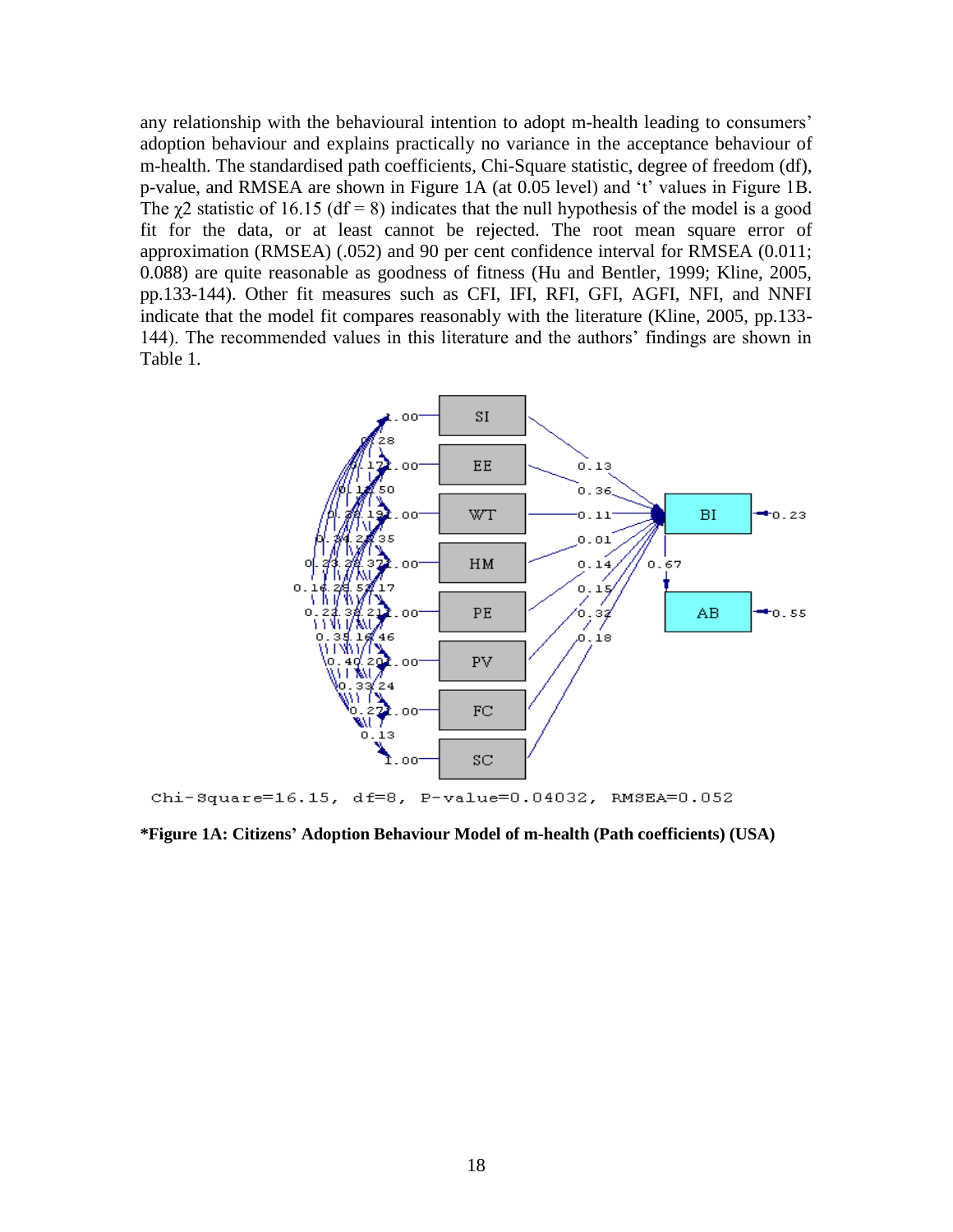any relationship with the behavioural intention to adopt m-health leading to consumers' adoption behaviour and explains practically no variance in the acceptance behaviour of m-health. The standardised path coefficients, Chi-Square statistic, degree of freedom (df), p-value, and RMSEA are shown in Figure 1A (at 0.05 level) and 't' values in Figure 1B. The $\chi^2$ statistic of 16.15 (df = 8) indicates that the null hypothesis of the model is a good fit for the data, or at least cannot be rejected. The root mean square error of approximation (RMSEA) (.052) and 90 per cent confidence interval for RMSEA (0.011; 0.088) are quite reasonable as goodness of fitness (Hu and Bentler, 1999; Kline, 2005, pp.133-144). Other fit measures such as CFI, IFI, RFI, GFI, AGFI, NFI, and NNFI indicate that the model fit compares reasonably with the literature (Kline, 2005, pp.133-144). The recommended values in this literature and the authors' findings are shown in Table 1.

Chi-Square=16.15, df=8, P-value=0.04032, RMSEA=0.052

**\*Figure 1A: Citizens' Adoption Behaviour Model of m-health (Path coefficients) (USA)**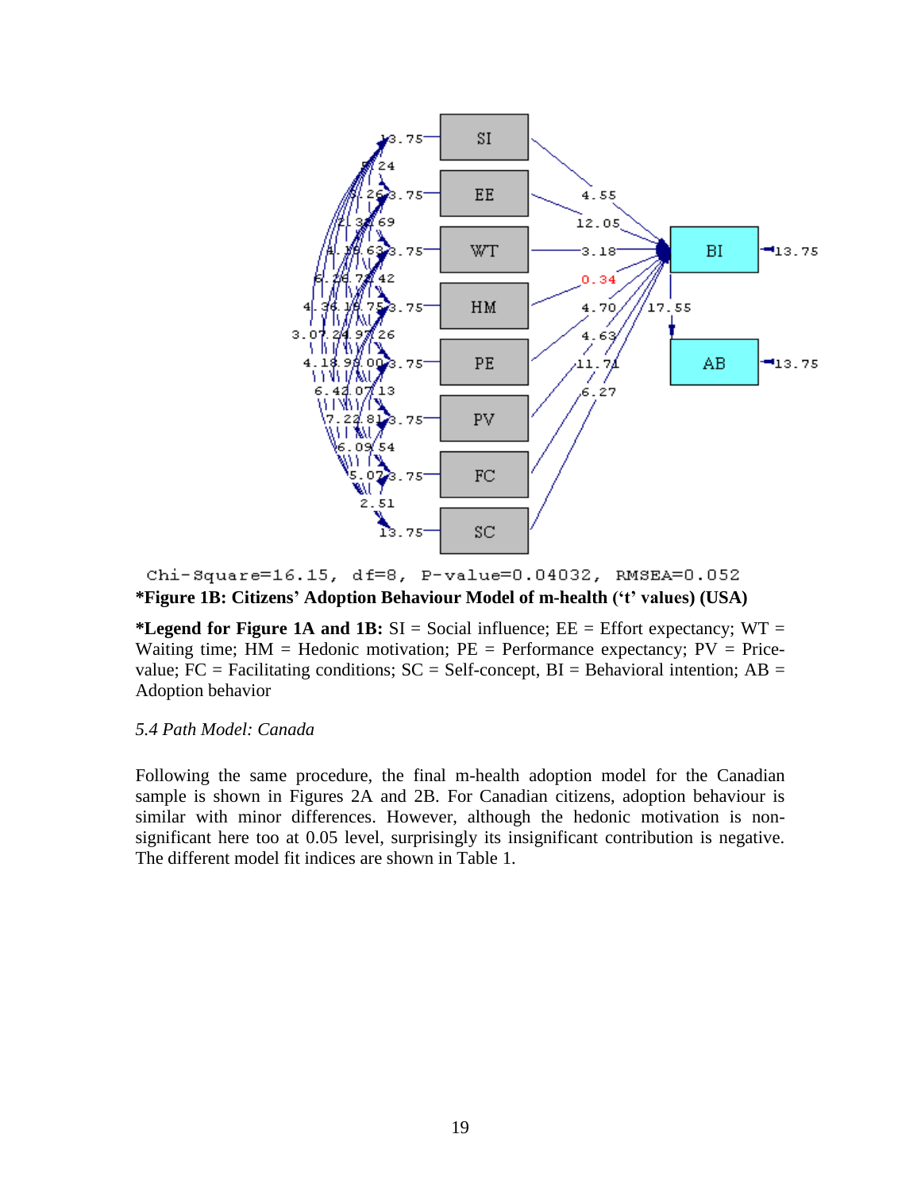Chi-Square=16.15, df=8, P-value=0.04032, RMSEA=0.052

**\*Figure 1B: Citizens' Adoption Behaviour Model of m-health ('t' values) (USA)**

**\*Legend for Figure 1A and 1B:** SI = Social influence; EE = Effort expectancy; WT = Waiting time; HM = Hedonic motivation; PE = Performance expectancy; PV = Price-value; FC = Facilitating conditions; SC = Self-concept, BI = Behavioral intention; AB = Adoption behavior

*5.4 Path Model: Canada*

Following the same procedure, the final m-health adoption model for the Canadian sample is shown in Figures 2A and 2B. For Canadian citizens, adoption behaviour is similar with minor differences. However, although the hedonic motivation is non-significant here too at 0.05 level, surprisingly its insignificant contribution is negative. The different model fit indices are shown in Table 1.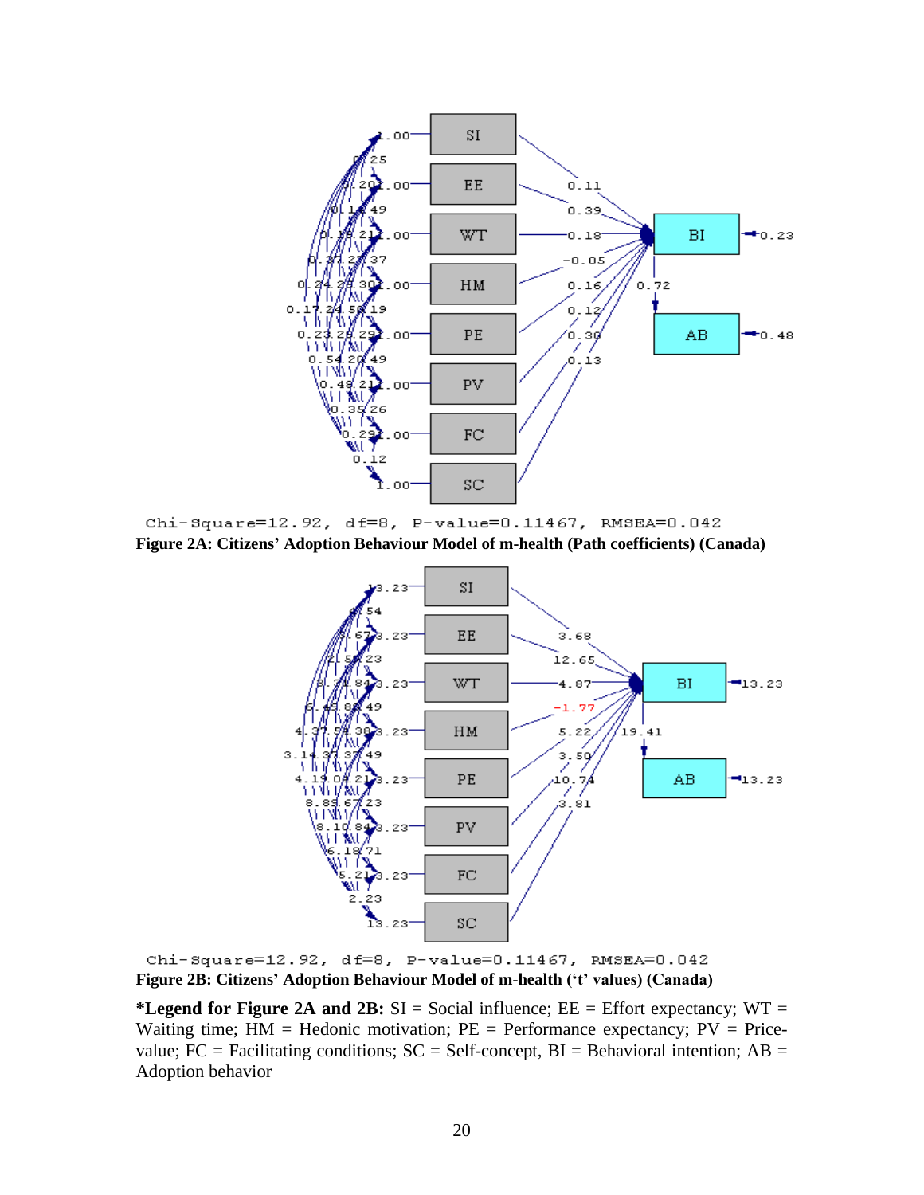Chi-Square=12.92, df=8, P-value=0.11467, RMSEA=0.042

**Figure 2A: Citizens' Adoption Behaviour Model of m-health (Path coefficients) (Canada)**

Chi-Square=12.92, df=8, P-value=0.11467, RMSEA=0.042

**Figure 2B: Citizens' Adoption Behaviour Model of m-health ('t' values) (Canada)**

**\*Legend for Figure 2A and 2B:** SI = Social influence; EE = Effort expectancy; WT = Waiting time; HM = Hedonic motivation; PE = Performance expectancy; PV = Price-value; FC = Facilitating conditions; SC = Self-concept, BI = Behavioral intention; AB = Adoption behavior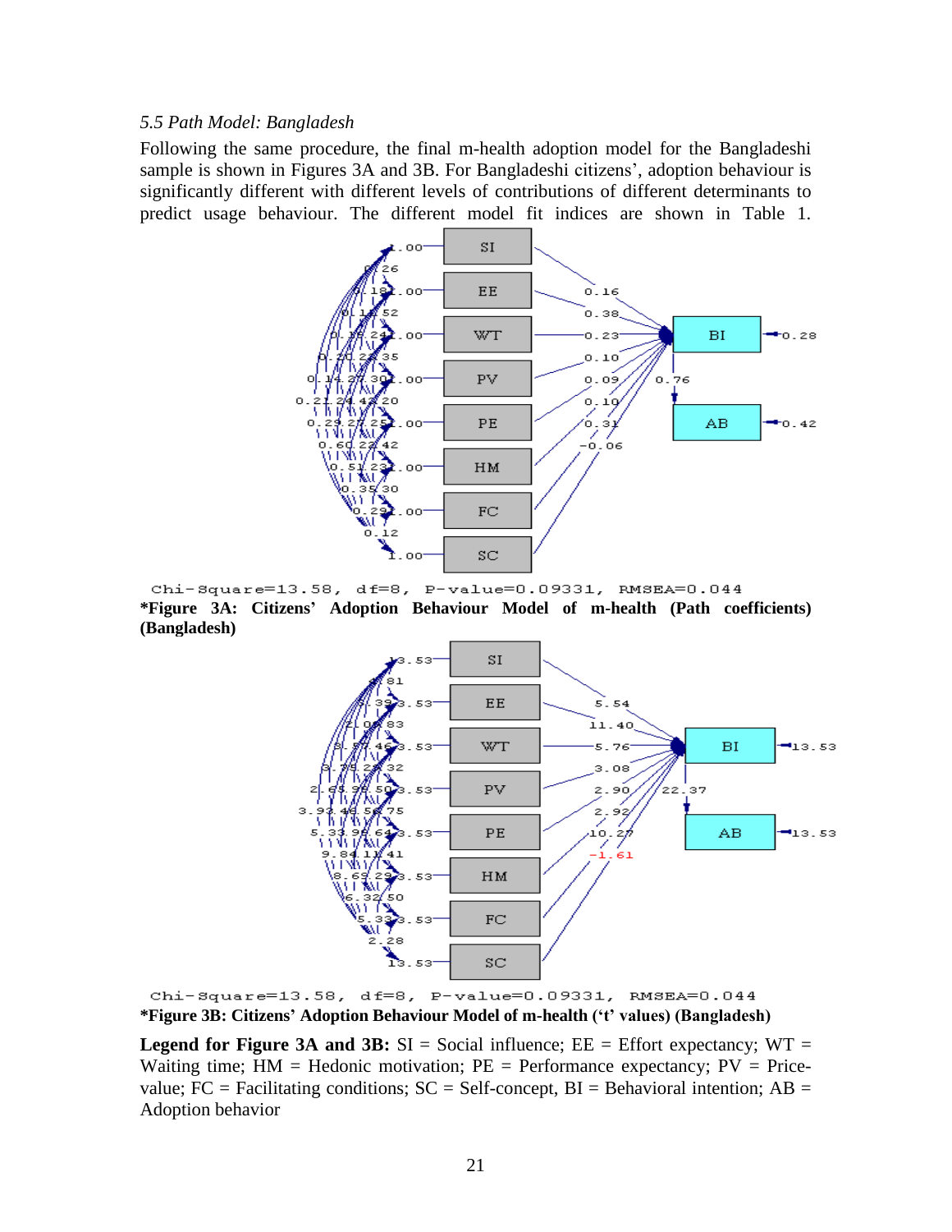*5.5 Path Model: Bangladesh*

Following the same procedure, the final m-health adoption model for the Bangladeshi sample is shown in Figures 3A and 3B. For Bangladeshi citizens', adoption behaviour is significantly different with different levels of contributions of different determinants to predict usage behaviour. The different model fit indices are shown in Table 1.

Chi-Square=13.58, df=8, P-value=0.09331, RMSEA=0.044

**\*Figure 3A: Citizens' Adoption Behaviour Model of m-health (Path coefficients) (Bangladesh)**

Chi-Square=13.58, df=8, P-value=0.09331, RMSEA=0.044

**\*Figure 3B: Citizens' Adoption Behaviour Model of m-health ('t' values) (Bangladesh)**

**Legend for Figure 3A and 3B:** SI = Social influence; EE = Effort expectancy; WT = Waiting time; HM = Hedonic motivation; PE = Performance expectancy; PV = Price-value; FC = Facilitating conditions; SC = Self-concept, BI = Behavioral intention; AB = Adoption behavior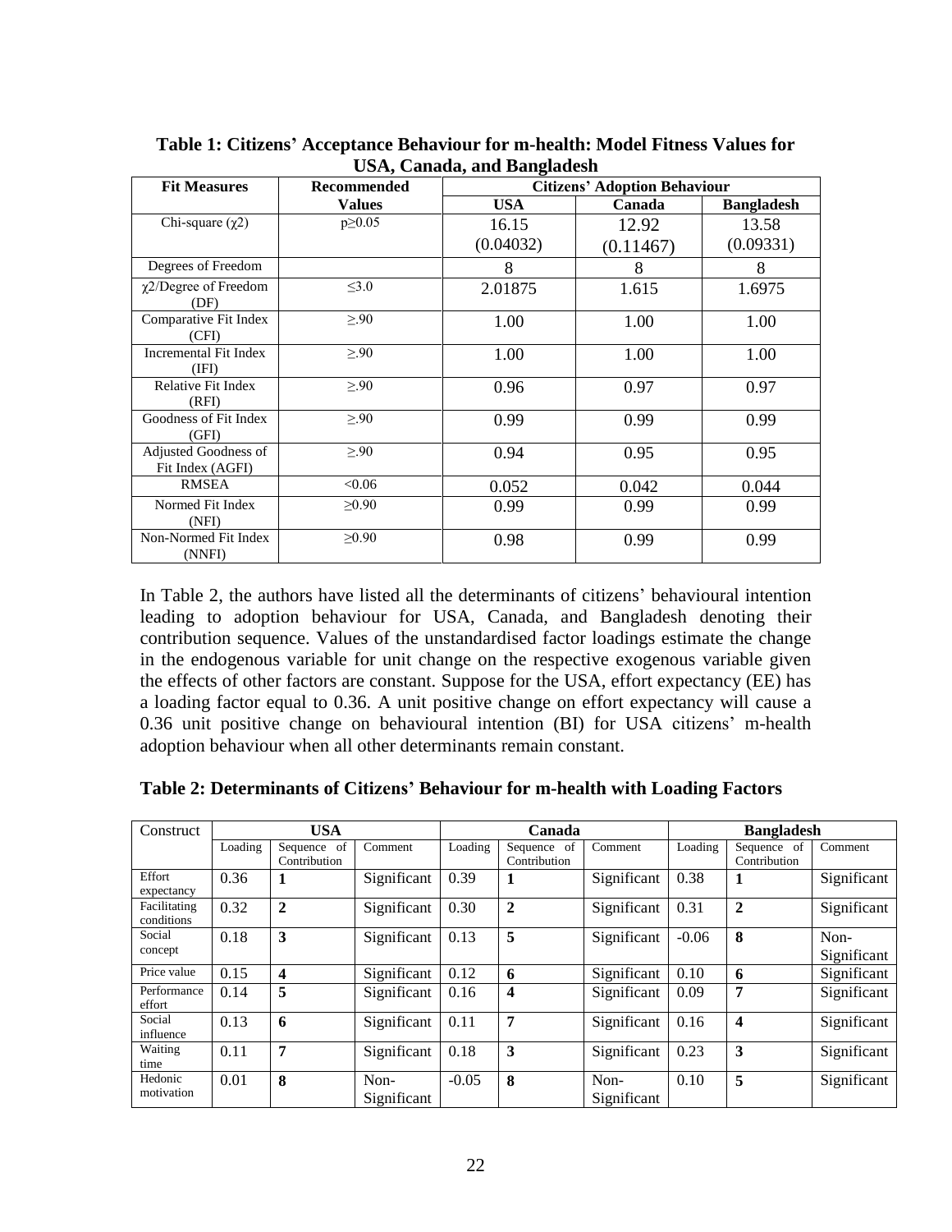**Table 1: Citizens' Acceptance Behaviour for m-health: Model Fitness Values for USA, Canada, and Bangladesh**

| Fit Measures | Recommended Values | Citizens' Adoption Behaviour | | |
|---|---|---|---|---|
| | | USA | Canada | Bangladesh |
| Chi-square ($\chi 2$) | $p \geq 0.05$ | 16.15 (0.04032) | 12.92 (0.11467) | 13.58 (0.09331) |
| Degrees of Freedom | | 8 | 8 | 8 |
| $\chi 2$/Degree of Freedom (DF) | $\leq 3.0$ | 2.01875 | 1.615 | 1.6975 |
| Comparative Fit Index (CFI) | $\geq .90$ | 1.00 | 1.00 | 1.00 |
| Incremental Fit Index (IFI) | $\geq .90$ | 1.00 | 1.00 | 1.00 |
| Relative Fit Index (RFI) | $\geq .90$ | 0.96 | 0.97 | 0.97 |
| Goodness of Fit Index (GFI) | $\geq .90$ | 0.99 | 0.99 | 0.99 |
| Adjusted Goodness of Fit Index (AGFI) | $\geq .90$ | 0.94 | 0.95 | 0.95 |
| RMSEA | $<0.06$ | 0.052 | 0.042 | 0.044 |
| Normed Fit Index (NFI) | $\geq 0.90$ | 0.99 | 0.99 | 0.99 |
| Non-Normed Fit Index (NNFI) | $\geq 0.90$ | 0.98 | 0.99 | 0.99 |

In Table 2, the authors have listed all the determinants of citizens' behavioural intention leading to adoption behaviour for USA, Canada, and Bangladesh denoting their contribution sequence. Values of the unstandardised factor loadings estimate the change in the endogenous variable for unit change on the respective exogenous variable given the effects of other factors are constant. Suppose for the USA, effort expectancy (EE) has a loading factor equal to 0.36. A unit positive change on effort expectancy will cause a 0.36 unit positive change on behavioural intention (BI) for USA citizens' m-health adoption behaviour when all other determinants remain constant.

**Table 2: Determinants of Citizens' Behaviour for m-health with Loading Factors**

| Construct | USA | | | Canada | | | Bangladesh | | |
|---|---|---|---|---|---|---|---|---|---|
| | Loading | Sequence of Contribution | Comment | Loading | Sequence of Contribution | Comment | Loading | Sequence of Contribution | Comment |
| Effort expectancy | 0.36 | **1** | Significant | 0.39 | **1** | Significant | 0.38 | **1** | Significant |
| Facilitating conditions | 0.32 | **2** | Significant | 0.30 | **2** | Significant | 0.31 | **2** | Significant |
| Social concept | 0.18 | **3** | Significant | 0.13 | **5** | Significant | -0.06 | **8** | Non-Significant |
| Price value | 0.15 | **4** | Significant | 0.12 | **6** | Significant | 0.10 | **6** | Significant |
| Performance effort | 0.14 | **5** | Significant | 0.16 | **4** | Significant | 0.09 | **7** | Significant |
| Social influence | 0.13 | **6** | Significant | 0.11 | **7** | Significant | 0.16 | **4** | Significant |
| Waiting time | 0.11 | **7** | Significant | 0.18 | **3** | Significant | 0.23 | **3** | Significant |
| Hedonic motivation | 0.01 | **8** | Non-Significant | -0.05 | **8** | Non-Significant | 0.10 | **5** | Significant |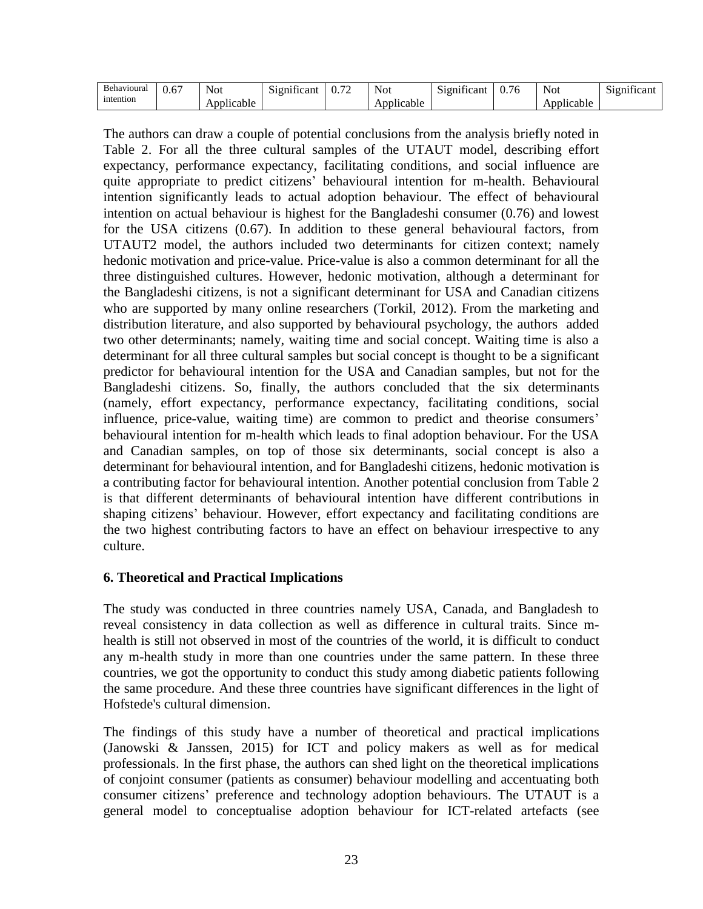| Behavioural intention | 0.67 | Not Applicable | Significant | 0.72 | Not Applicable | Significant | 0.76 | Not Applicable | Significant |
|---|---|---|---|---|---|---|---|---|---|

The authors can draw a couple of potential conclusions from the analysis briefly noted in Table 2. For all the three cultural samples of the UTAUT model, describing effort expectancy, performance expectancy, facilitating conditions, and social influence are quite appropriate to predict citizens' behavioural intention for m-health. Behavioural intention significantly leads to actual adoption behaviour. The effect of behavioural intention on actual behaviour is highest for the Bangladeshi consumer (0.76) and lowest for the USA citizens (0.67). In addition to these general behavioural factors, from UTAUT2 model, the authors included two determinants for citizen context; namely hedonic motivation and price-value. Price-value is also a common determinant for all the three distinguished cultures. However, hedonic motivation, although a determinant for the Bangladeshi citizens, is not a significant determinant for USA and Canadian citizens who are supported by many online researchers (Torkil, 2012). From the marketing and distribution literature, and also supported by behavioural psychology, the authors added two other determinants; namely, waiting time and social concept. Waiting time is also a determinant for all three cultural samples but social concept is thought to be a significant predictor for behavioural intention for the USA and Canadian samples, but not for the Bangladeshi citizens. So, finally, the authors concluded that the six determinants (namely, effort expectancy, performance expectancy, facilitating conditions, social influence, price-value, waiting time) are common to predict and theorise consumers' behavioural intention for m-health which leads to final adoption behaviour. For the USA and Canadian samples, on top of those six determinants, social concept is also a determinant for behavioural intention, and for Bangladeshi citizens, hedonic motivation is a contributing factor for behavioural intention. Another potential conclusion from Table 2 is that different determinants of behavioural intention have different contributions in shaping citizens' behaviour. However, effort expectancy and facilitating conditions are the two highest contributing factors to have an effect on behaviour irrespective to any culture.

## 6. Theoretical and Practical Implications

The study was conducted in three countries namely USA, Canada, and Bangladesh to reveal consistency in data collection as well as difference in cultural traits. Since m-health is still not observed in most of the countries of the world, it is difficult to conduct any m-health study in more than one countries under the same pattern. In these three countries, we got the opportunity to conduct this study among diabetic patients following the same procedure. And these three countries have significant differences in the light of Hofstede's cultural dimension.

The findings of this study have a number of theoretical and practical implications (Janowski & Janssen, 2015) for ICT and policy makers as well as for medical professionals. In the first phase, the authors can shed light on the theoretical implications of conjoint consumer (patients as consumer) behaviour modelling and accentuating both consumer citizens' preference and technology adoption behaviours. The UTAUT is a general model to conceptualise adoption behaviour for ICT-related artefacts (see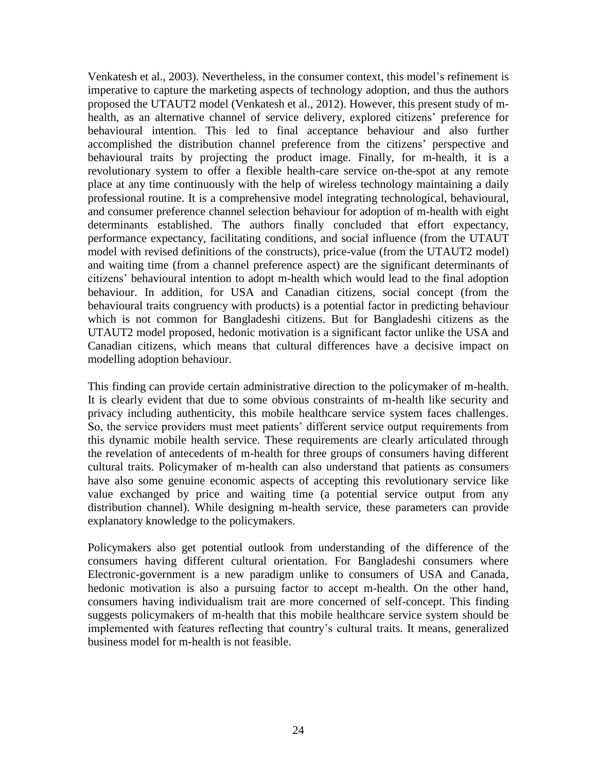Venkatesh et al., 2003). Nevertheless, in the consumer context, this model's refinement is imperative to capture the marketing aspects of technology adoption, and thus the authors proposed the UTAUT2 model (Venkatesh et al., 2012). However, this present study of m-health, as an alternative channel of service delivery, explored citizens' preference for behavioural intention. This led to final acceptance behaviour and also further accomplished the distribution channel preference from the citizens' perspective and behavioural traits by projecting the product image. Finally, for m-health, it is a revolutionary system to offer a flexible health-care service on-the-spot at any remote place at any time continuously with the help of wireless technology maintaining a daily professional routine. It is a comprehensive model integrating technological, behavioural, and consumer preference channel selection behaviour for adoption of m-health with eight determinants established. The authors finally concluded that effort expectancy, performance expectancy, facilitating conditions, and social influence (from the UTAUT model with revised definitions of the constructs), price-value (from the UTAUT2 model) and waiting time (from a channel preference aspect) are the significant determinants of citizens' behavioural intention to adopt m-health which would lead to the final adoption behaviour. In addition, for USA and Canadian citizens, social concept (from the behavioural traits congruency with products) is a potential factor in predicting behaviour which is not common for Bangladeshi citizens. But for Bangladeshi citizens as the UTAUT2 model proposed, hedonic motivation is a significant factor unlike the USA and Canadian citizens, which means that cultural differences have a decisive impact on modelling adoption behaviour.

This finding can provide certain administrative direction to the policymaker of m-health. It is clearly evident that due to some obvious constraints of m-health like security and privacy including authenticity, this mobile healthcare service system faces challenges. So, the service providers must meet patients' different service output requirements from this dynamic mobile health service. These requirements are clearly articulated through the revelation of antecedents of m-health for three groups of consumers having different cultural traits. Policymaker of m-health can also understand that patients as consumers have also some genuine economic aspects of accepting this revolutionary service like value exchanged by price and waiting time (a potential service output from any distribution channel). While designing m-health service, these parameters can provide explanatory knowledge to the policymakers.

Policymakers also get potential outlook from understanding of the difference of the consumers having different cultural orientation. For Bangladeshi consumers where Electronic-government is a new paradigm unlike to consumers of USA and Canada, hedonic motivation is also a pursuing factor to accept m-health. On the other hand, consumers having individualism trait are more concerned of self-concept. This finding suggests policymakers of m-health that this mobile healthcare service system should be implemented with features reflecting that country's cultural traits. It means, generalized business model for m-health is not feasible.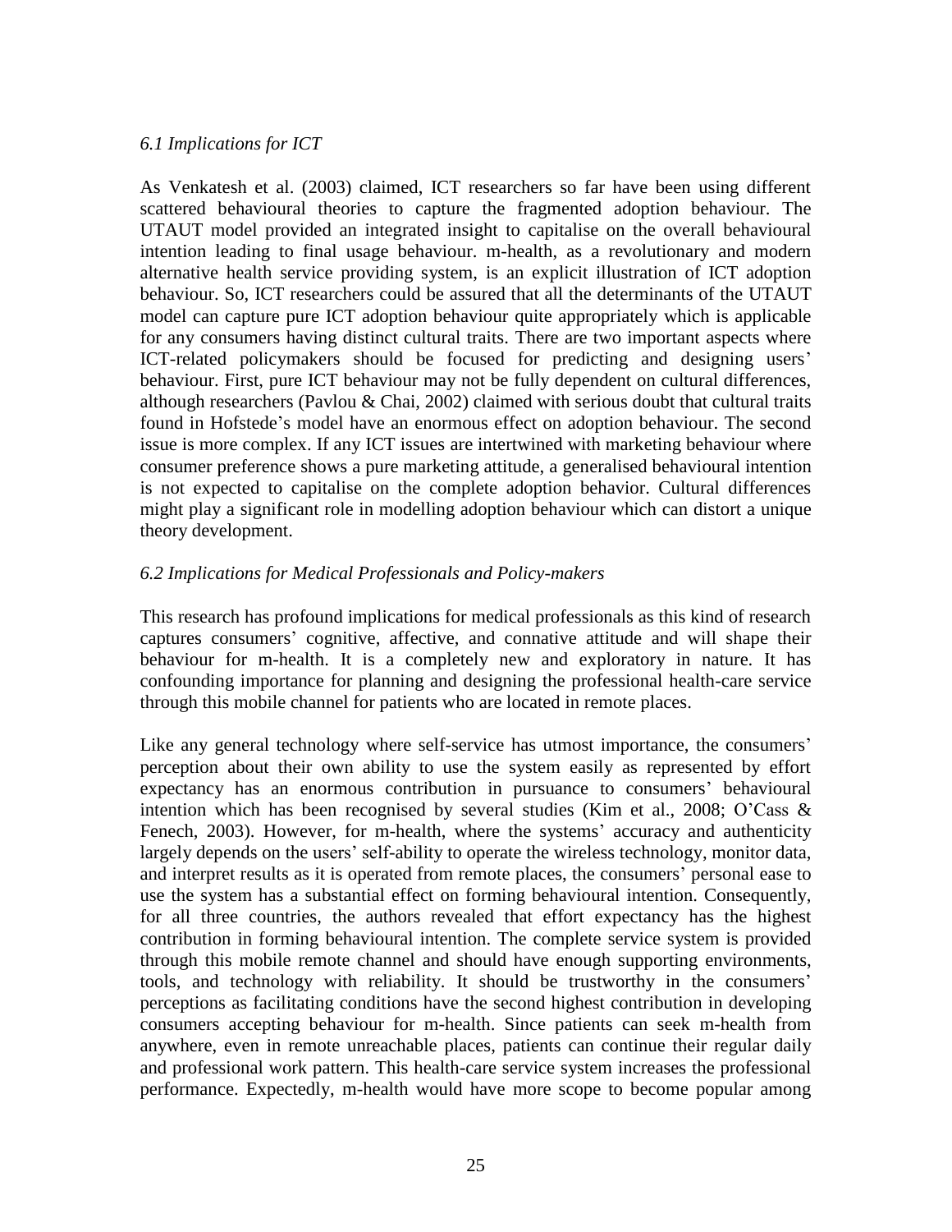### *6.1 Implications for ICT*

As Venkatesh et al. (2003) claimed, ICT researchers so far have been using different scattered behavioural theories to capture the fragmented adoption behaviour. The UTAUT model provided an integrated insight to capitalise on the overall behavioural intention leading to final usage behaviour. m-health, as a revolutionary and modern alternative health service providing system, is an explicit illustration of ICT adoption behaviour. So, ICT researchers could be assured that all the determinants of the UTAUT model can capture pure ICT adoption behaviour quite appropriately which is applicable for any consumers having distinct cultural traits. There are two important aspects where ICT-related policymakers should be focused for predicting and designing users' behaviour. First, pure ICT behaviour may not be fully dependent on cultural differences, although researchers (Pavlou & Chai, 2002) claimed with serious doubt that cultural traits found in Hofstede's model have an enormous effect on adoption behaviour. The second issue is more complex. If any ICT issues are intertwined with marketing behaviour where consumer preference shows a pure marketing attitude, a generalised behavioural intention is not expected to capitalise on the complete adoption behavior. Cultural differences might play a significant role in modelling adoption behaviour which can distort a unique theory development.

### *6.2 Implications for Medical Professionals and Policy-makers*

This research has profound implications for medical professionals as this kind of research captures consumers' cognitive, affective, and connative attitude and will shape their behaviour for m-health. It is a completely new and exploratory in nature. It has confounding importance for planning and designing the professional health-care service through this mobile channel for patients who are located in remote places.

Like any general technology where self-service has utmost importance, the consumers' perception about their own ability to use the system easily as represented by effort expectancy has an enormous contribution in pursuance to consumers' behavioural intention which has been recognised by several studies (Kim et al., 2008; O'Cass & Fenech, 2003). However, for m-health, where the systems' accuracy and authenticity largely depends on the users' self-ability to operate the wireless technology, monitor data, and interpret results as it is operated from remote places, the consumers' personal ease to use the system has a substantial effect on forming behavioural intention. Consequently, for all three countries, the authors revealed that effort expectancy has the highest contribution in forming behavioural intention. The complete service system is provided through this mobile remote channel and should have enough supporting environments, tools, and technology with reliability. It should be trustworthy in the consumers' perceptions as facilitating conditions have the second highest contribution in developing consumers accepting behaviour for m-health. Since patients can seek m-health from anywhere, even in remote unreachable places, patients can continue their regular daily and professional work pattern. This health-care service system increases the professional performance. Expectedly, m-health would have more scope to become popular among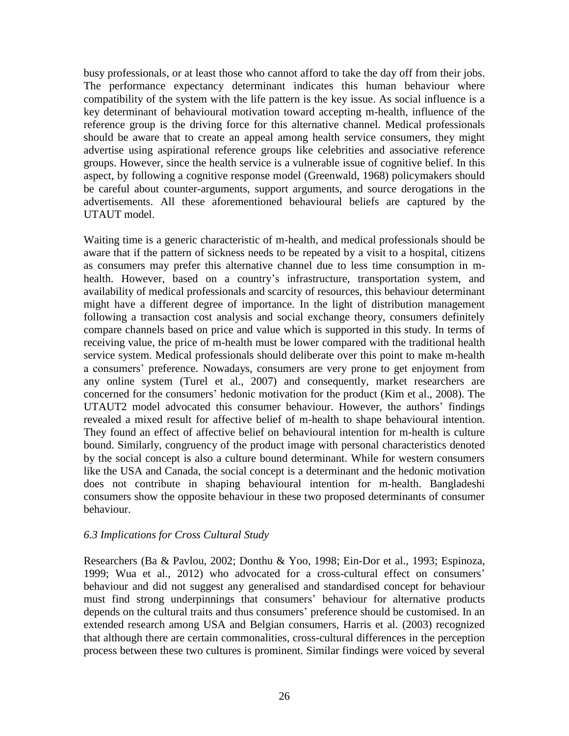busy professionals, or at least those who cannot afford to take the day off from their jobs. The performance expectancy determinant indicates this human behaviour where compatibility of the system with the life pattern is the key issue. As social influence is a key determinant of behavioural motivation toward accepting m-health, influence of the reference group is the driving force for this alternative channel. Medical professionals should be aware that to create an appeal among health service consumers, they might advertise using aspirational reference groups like celebrities and associative reference groups. However, since the health service is a vulnerable issue of cognitive belief. In this aspect, by following a cognitive response model (Greenwald, 1968) policymakers should be careful about counter-arguments, support arguments, and source derogations in the advertisements. All these aforementioned behavioural beliefs are captured by the UTAUT model.

Waiting time is a generic characteristic of m-health, and medical professionals should be aware that if the pattern of sickness needs to be repeated by a visit to a hospital, citizens as consumers may prefer this alternative channel due to less time consumption in m-health. However, based on a country's infrastructure, transportation system, and availability of medical professionals and scarcity of resources, this behaviour determinant might have a different degree of importance. In the light of distribution management following a transaction cost analysis and social exchange theory, consumers definitely compare channels based on price and value which is supported in this study. In terms of receiving value, the price of m-health must be lower compared with the traditional health service system. Medical professionals should deliberate over this point to make m-health a consumers' preference. Nowadays, consumers are very prone to get enjoyment from any online system (Turel et al., 2007) and consequently, market researchers are concerned for the consumers' hedonic motivation for the product (Kim et al., 2008). The UTAUT2 model advocated this consumer behaviour. However, the authors' findings revealed a mixed result for affective belief of m-health to shape behavioural intention. They found an effect of affective belief on behavioural intention for m-health is culture bound. Similarly, congruency of the product image with personal characteristics denoted by the social concept is also a culture bound determinant. While for western consumers like the USA and Canada, the social concept is a determinant and the hedonic motivation does not contribute in shaping behavioural intention for m-health. Bangladeshi consumers show the opposite behaviour in these two proposed determinants of consumer behaviour.

### *6.3 Implications for Cross Cultural Study*

Researchers (Ba & Pavlou, 2002; Donthu & Yoo, 1998; Ein-Dor et al., 1993; Espinoza, 1999; Wua et al., 2012) who advocated for a cross-cultural effect on consumers' behaviour and did not suggest any generalised and standardised concept for behaviour must find strong underpinnings that consumers' behaviour for alternative products depends on the cultural traits and thus consumers' preference should be customised. In an extended research among USA and Belgian consumers, Harris et al. (2003) recognized that although there are certain commonalities, cross-cultural differences in the perception process between these two cultures is prominent. Similar findings were voiced by several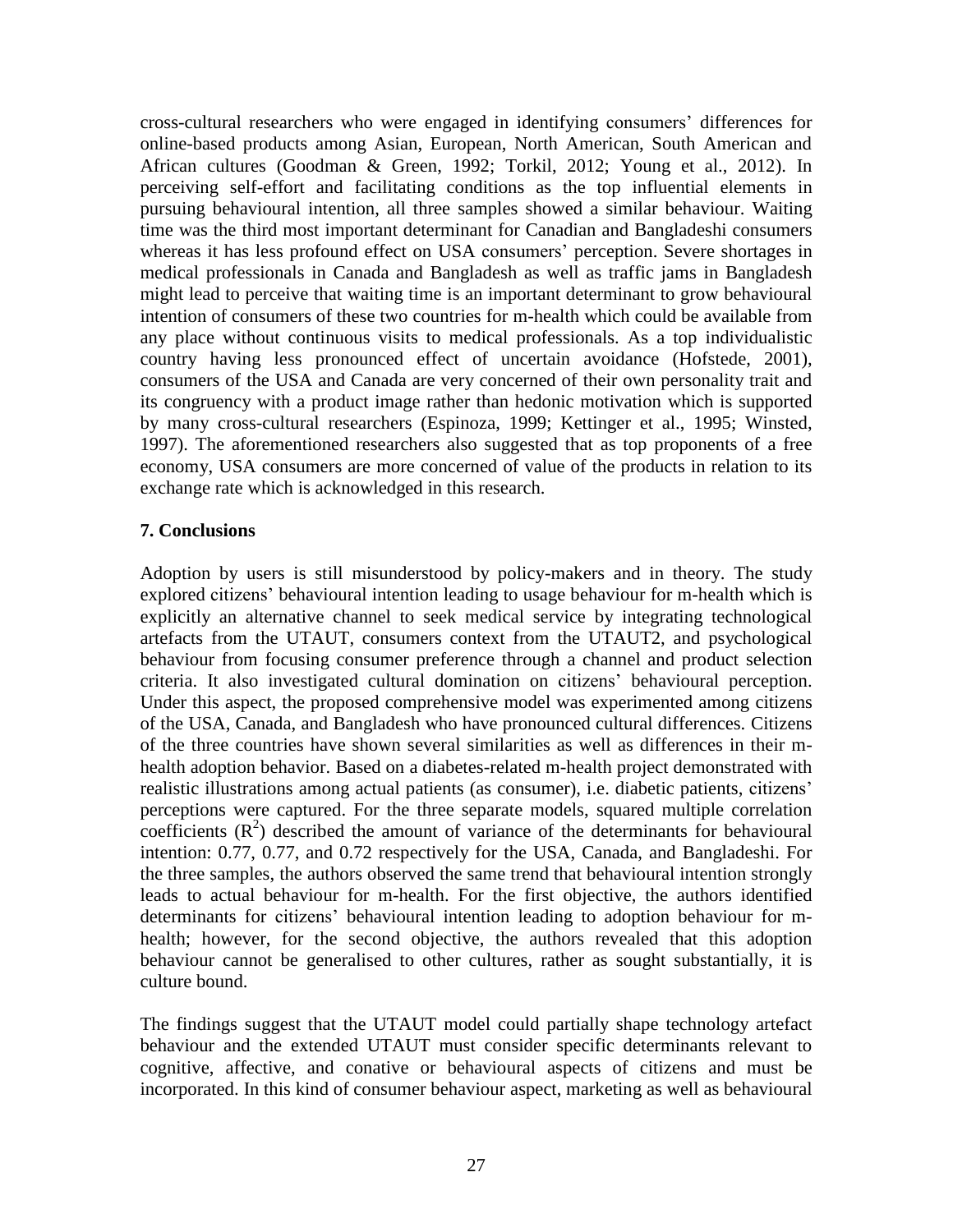cross-cultural researchers who were engaged in identifying consumers' differences for online-based products among Asian, European, North American, South American and African cultures (Goodman & Green, 1992; Torkil, 2012; Young et al., 2012). In perceiving self-effort and facilitating conditions as the top influential elements in pursuing behavioural intention, all three samples showed a similar behaviour. Waiting time was the third most important determinant for Canadian and Bangladeshi consumers whereas it has less profound effect on USA consumers' perception. Severe shortages in medical professionals in Canada and Bangladesh as well as traffic jams in Bangladesh might lead to perceive that waiting time is an important determinant to grow behavioural intention of consumers of these two countries for m-health which could be available from any place without continuous visits to medical professionals. As a top individualistic country having less pronounced effect of uncertain avoidance (Hofstede, 2001), consumers of the USA and Canada are very concerned of their own personality trait and its congruency with a product image rather than hedonic motivation which is supported by many cross-cultural researchers (Espinoza, 1999; Kettinger et al., 1995; Winsted, 1997). The aforementioned researchers also suggested that as top proponents of a free economy, USA consumers are more concerned of value of the products in relation to its exchange rate which is acknowledged in this research.

## 7. Conclusions

Adoption by users is still misunderstood by policy-makers and in theory. The study explored citizens' behavioural intention leading to usage behaviour for m-health which is explicitly an alternative channel to seek medical service by integrating technological artefacts from the UTAUT, consumers context from the UTAUT2, and psychological behaviour from focusing consumer preference through a channel and product selection criteria. It also investigated cultural domination on citizens' behavioural perception. Under this aspect, the proposed comprehensive model was experimented among citizens of the USA, Canada, and Bangladesh who have pronounced cultural differences. Citizens of the three countries have shown several similarities as well as differences in their m-health adoption behavior. Based on a diabetes-related m-health project demonstrated with realistic illustrations among actual patients (as consumer), i.e. diabetic patients, citizens' perceptions were captured. For the three separate models, squared multiple correlation coefficients ($R^2$) described the amount of variance of the determinants for behavioural intention: 0.77, 0.77, and 0.72 respectively for the USA, Canada, and Bangladeshi. For the three samples, the authors observed the same trend that behavioural intention strongly leads to actual behaviour for m-health. For the first objective, the authors identified determinants for citizens' behavioural intention leading to adoption behaviour for m-health; however, for the second objective, the authors revealed that this adoption behaviour cannot be generalised to other cultures, rather as sought substantially, it is culture bound.

The findings suggest that the UTAUT model could partially shape technology artefact behaviour and the extended UTAUT must consider specific determinants relevant to cognitive, affective, and conative or behavioural aspects of citizens and must be incorporated. In this kind of consumer behaviour aspect, marketing as well as behavioural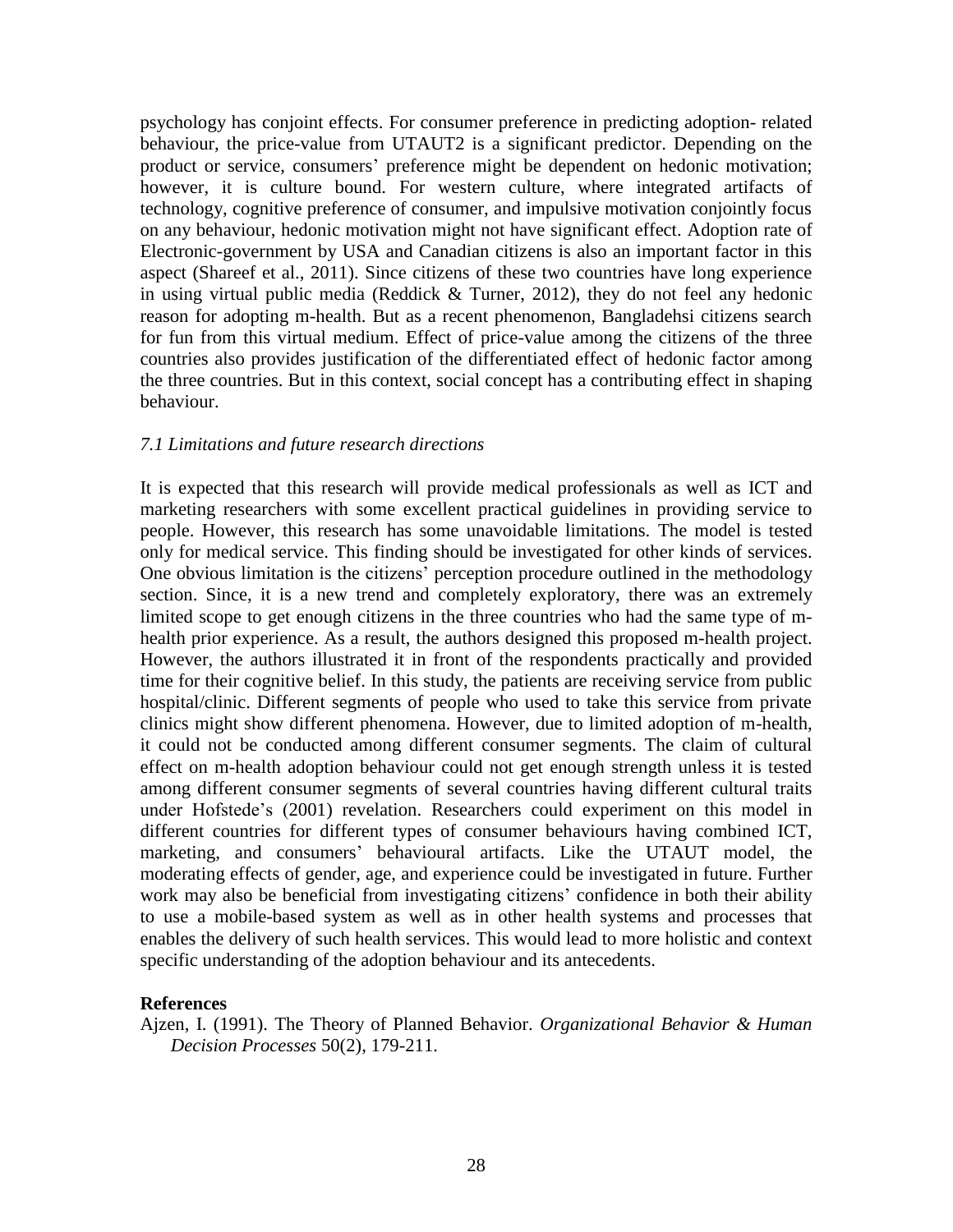psychology has conjoint effects. For consumer preference in predicting adoption- related behaviour, the price-value from UTAUT2 is a significant predictor. Depending on the product or service, consumers' preference might be dependent on hedonic motivation; however, it is culture bound. For western culture, where integrated artifacts of technology, cognitive preference of consumer, and impulsive motivation conjointly focus on any behaviour, hedonic motivation might not have significant effect. Adoption rate of Electronic-government by USA and Canadian citizens is also an important factor in this aspect (Shareef et al., 2011). Since citizens of these two countries have long experience in using virtual public media (Reddick & Turner, 2012), they do not feel any hedonic reason for adopting m-health. But as a recent phenomenon, Bangladehsi citizens search for fun from this virtual medium. Effect of price-value among the citizens of the three countries also provides justification of the differentiated effect of hedonic factor among the three countries. But in this context, social concept has a contributing effect in shaping behaviour.

### *7.1 Limitations and future research directions*

It is expected that this research will provide medical professionals as well as ICT and marketing researchers with some excellent practical guidelines in providing service to people. However, this research has some unavoidable limitations. The model is tested only for medical service. This finding should be investigated for other kinds of services. One obvious limitation is the citizens' perception procedure outlined in the methodology section. Since, it is a new trend and completely exploratory, there was an extremely limited scope to get enough citizens in the three countries who had the same type of m-health prior experience. As a result, the authors designed this proposed m-health project. However, the authors illustrated it in front of the respondents practically and provided time for their cognitive belief. In this study, the patients are receiving service from public hospital/clinic. Different segments of people who used to take this service from private clinics might show different phenomena. However, due to limited adoption of m-health, it could not be conducted among different consumer segments. The claim of cultural effect on m-health adoption behaviour could not get enough strength unless it is tested among different consumer segments of several countries having different cultural traits under Hofstede's (2001) revelation. Researchers could experiment on this model in different countries for different types of consumer behaviours having combined ICT, marketing, and consumers' behavioural artifacts. Like the UTAUT model, the moderating effects of gender, age, and experience could be investigated in future. Further work may also be beneficial from investigating citizens' confidence in both their ability to use a mobile-based system as well as in other health systems and processes that enables the delivery of such health services. This would lead to more holistic and context specific understanding of the adoption behaviour and its antecedents.

**References**

Ajzen, I. (1991). The Theory of Planned Behavior. *Organizational Behavior & Human Decision Processes* 50(2), 179-211.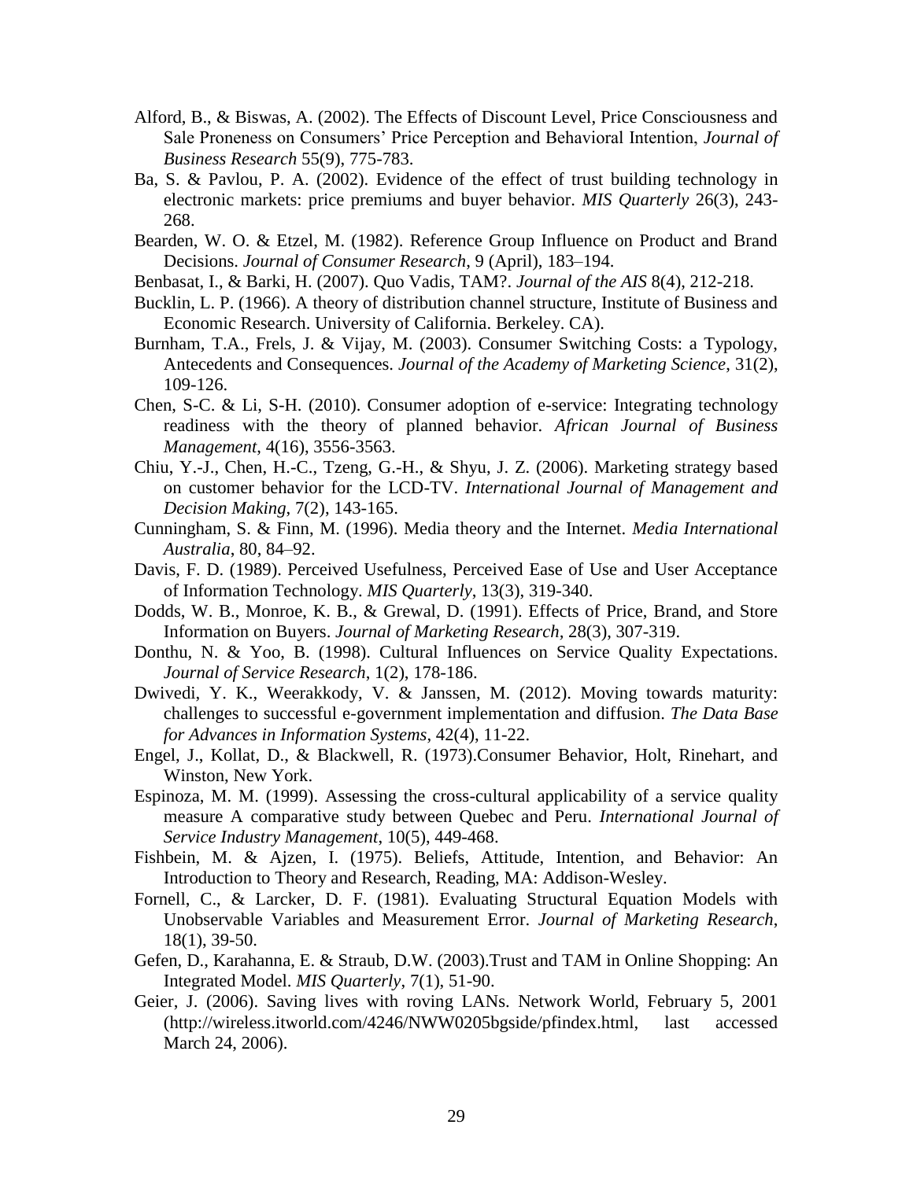Alford, B., & Biswas, A. (2002). The Effects of Discount Level, Price Consciousness and Sale Proneness on Consumers' Price Perception and Behavioral Intention, *Journal of Business Research* 55(9), 775-783.

Ba, S. & Pavlou, P. A. (2002). Evidence of the effect of trust building technology in electronic markets: price premiums and buyer behavior. *MIS Quarterly* 26(3), 243-268.

Bearden, W. O. & Etzel, M. (1982). Reference Group Influence on Product and Brand Decisions. *Journal of Consumer Research*, 9 (April), 183–194.

Benbasat, I., & Barki, H. (2007). Quo Vadis, TAM?. *Journal of the AIS* 8(4), 212-218.

Bucklin, L. P. (1966). A theory of distribution channel structure, Institute of Business and Economic Research. University of California. Berkeley. CA).

Burnham, T.A., Frels, J. & Vijay, M. (2003). Consumer Switching Costs: a Typology, Antecedents and Consequences. *Journal of the Academy of Marketing Science*, 31(2), 109-126.

Chen, S-C. & Li, S-H. (2010). Consumer adoption of e-service: Integrating technology readiness with the theory of planned behavior. *African Journal of Business Management*, 4(16), 3556-3563.

Chiu, Y.-J., Chen, H.-C., Tzeng, G.-H., & Shyu, J. Z. (2006). Marketing strategy based on customer behavior for the LCD-TV. *International Journal of Management and Decision Making*, 7(2), 143-165.

Cunningham, S. & Finn, M. (1996). Media theory and the Internet. *Media International Australia*, 80, 84–92.

Davis, F. D. (1989). Perceived Usefulness, Perceived Ease of Use and User Acceptance of Information Technology. *MIS Quarterly*, 13(3), 319-340.

Dodds, W. B., Monroe, K. B., & Grewal, D. (1991). Effects of Price, Brand, and Store Information on Buyers. *Journal of Marketing Research*, 28(3), 307-319.

Donthu, N. & Yoo, B. (1998). Cultural Influences on Service Quality Expectations. *Journal of Service Research*, 1(2), 178-186.

Dwivedi, Y. K., Weerakkody, V. & Janssen, M. (2012). Moving towards maturity: challenges to successful e-government implementation and diffusion. *The Data Base for Advances in Information Systems*, 42(4), 11-22.

Engel, J., Kollat, D., & Blackwell, R. (1973).Consumer Behavior, Holt, Rinehart, and Winston, New York.

Espinoza, M. M. (1999). Assessing the cross-cultural applicability of a service quality measure A comparative study between Quebec and Peru. *International Journal of Service Industry Management*, 10(5), 449-468.

Fishbein, M. & Ajzen, I. (1975). Beliefs, Attitude, Intention, and Behavior: An Introduction to Theory and Research, Reading, MA: Addison-Wesley.

Fornell, C., & Larcker, D. F. (1981). Evaluating Structural Equation Models with Unobservable Variables and Measurement Error. *Journal of Marketing Research*, 18(1), 39-50.

Gefen, D., Karahanna, E. & Straub, D.W. (2003).Trust and TAM in Online Shopping: An Integrated Model. *MIS Quarterly*, 7(1), 51-90.

Geier, J. (2006). Saving lives with roving LANs. Network World, February 5, 2001 (http://wireless.itworld.com/4246/NWW0205bgside/pfindex.html, last accessed March 24, 2006).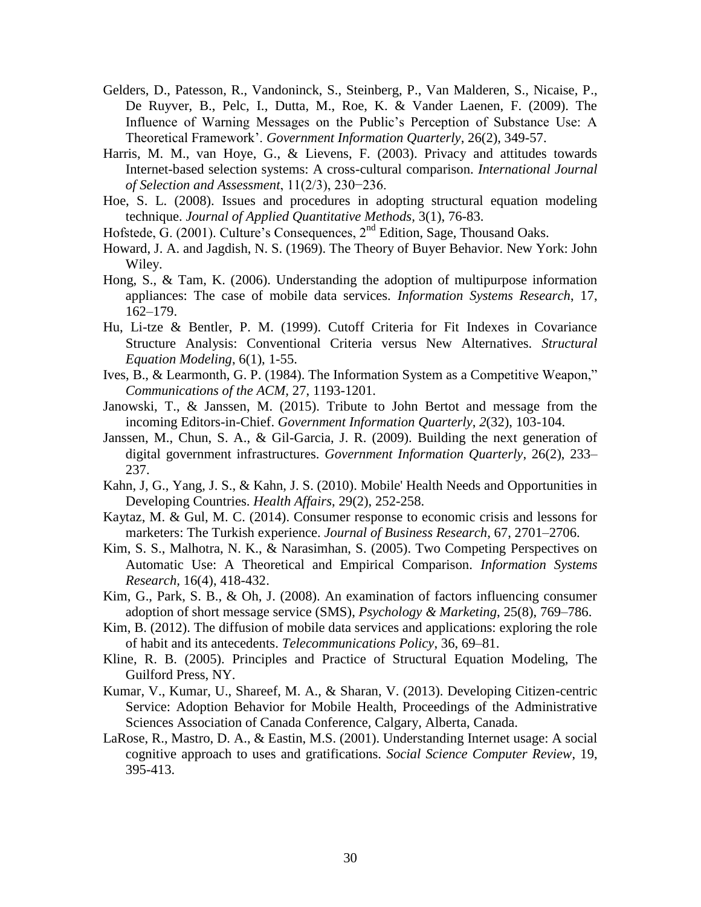Gelders, D., Patesson, R., Vandoninck, S., Steinberg, P., Van Malderen, S., Nicaise, P., De Ruyver, B., Pelc, I., Dutta, M., Roe, K. & Vander Laenen, F. (2009). The Influence of Warning Messages on the Public's Perception of Substance Use: A Theoretical Framework'. *Government Information Quarterly*, 26(2), 349-57.

Harris, M. M., van Hoye, G., & Lievens, F. (2003). Privacy and attitudes towards Internet-based selection systems: A cross-cultural comparison. *International Journal of Selection and Assessment*, 11(2/3), 230−236.

Hoe, S. L. (2008). Issues and procedures in adopting structural equation modeling technique. *Journal of Applied Quantitative Methods*, 3(1), 76-83.

Hofstede, G. (2001). Culture's Consequences, 2nd Edition, Sage, Thousand Oaks.

Howard, J. A. and Jagdish, N. S. (1969). The Theory of Buyer Behavior. New York: John Wiley.

Hong, S., & Tam, K. (2006). Understanding the adoption of multipurpose information appliances: The case of mobile data services. *Information Systems Research*, 17, 162–179.

Hu, Li-tze & Bentler, P. M. (1999). Cutoff Criteria for Fit Indexes in Covariance Structure Analysis: Conventional Criteria versus New Alternatives. *Structural Equation Modeling*, 6(1), 1-55.

Ives, B., & Learmonth, G. P. (1984). The Information System as a Competitive Weapon," *Communications of the ACM*, 27, 1193-1201.

Janowski, T., & Janssen, M. (2015). Tribute to John Bertot and message from the incoming Editors-in-Chief. *Government Information Quarterly*, *2*(32), 103-104.

Janssen, M., Chun, S. A., & Gil-Garcia, J. R. (2009). Building the next generation of digital government infrastructures. *Government Information Quarterly*, 26(2), 233–237.

Kahn, J, G., Yang, J. S., & Kahn, J. S. (2010). Mobile' Health Needs and Opportunities in Developing Countries. *Health Affairs*, 29(2), 252-258.

Kaytaz, M. & Gul, M. C. (2014). Consumer response to economic crisis and lessons for marketers: The Turkish experience. *Journal of Business Research*, 67, 2701–2706.

Kim, S. S., Malhotra, N. K., & Narasimhan, S. (2005). Two Competing Perspectives on Automatic Use: A Theoretical and Empirical Comparison. *Information Systems Research*, 16(4), 418-432.

Kim, G., Park, S. B., & Oh, J. (2008). An examination of factors influencing consumer adoption of short message service (SMS), *Psychology & Marketing*, 25(8), 769–786.

Kim, B. (2012). The diffusion of mobile data services and applications: exploring the role of habit and its antecedents. *Telecommunications Policy*, 36, 69–81.

Kline, R. B. (2005). Principles and Practice of Structural Equation Modeling, The Guilford Press, NY.

Kumar, V., Kumar, U., Shareef, M. A., & Sharan, V. (2013). Developing Citizen-centric Service: Adoption Behavior for Mobile Health, Proceedings of the Administrative Sciences Association of Canada Conference, Calgary, Alberta, Canada.

LaRose, R., Mastro, D. A., & Eastin, M.S. (2001). Understanding Internet usage: A social cognitive approach to uses and gratifications. *Social Science Computer Review*, 19, 395-413.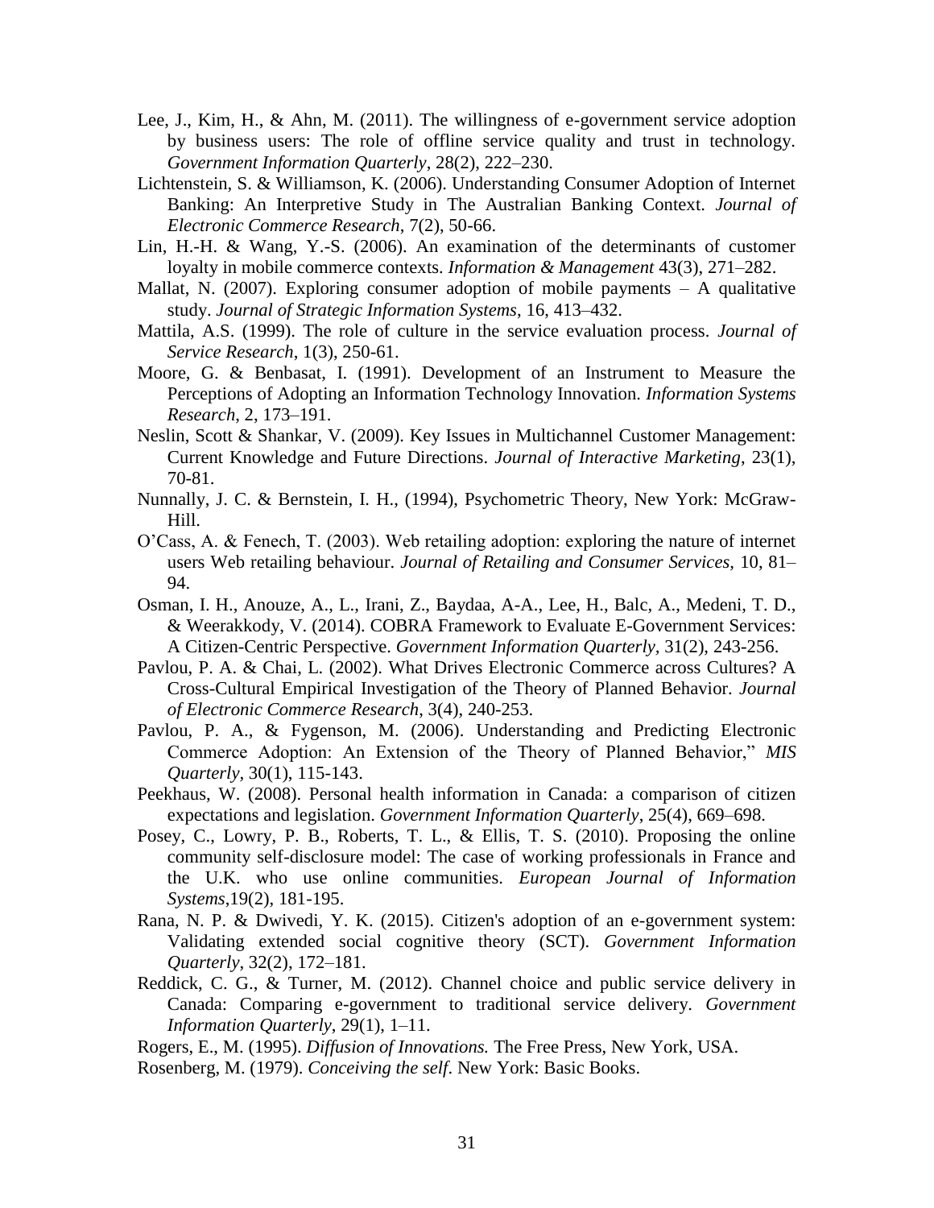Lee, J., Kim, H., & Ahn, M. (2011). The willingness of e-government service adoption by business users: The role of offline service quality and trust in technology. *Government Information Quarterly*, 28(2), 222–230.

Lichtenstein, S. & Williamson, K. (2006). Understanding Consumer Adoption of Internet Banking: An Interpretive Study in The Australian Banking Context. *Journal of Electronic Commerce Research*, 7(2), 50-66.

Lin, H.-H. & Wang, Y.-S. (2006). An examination of the determinants of customer loyalty in mobile commerce contexts. *Information & Management* 43(3), 271–282.

Mallat, N. (2007). Exploring consumer adoption of mobile payments – A qualitative study. *Journal of Strategic Information Systems*, 16, 413–432.

Mattila, A.S. (1999). The role of culture in the service evaluation process. *Journal of Service Research*, 1(3), 250-61.

Moore, G. & Benbasat, I. (1991). Development of an Instrument to Measure the Perceptions of Adopting an Information Technology Innovation. *Information Systems Research*, 2, 173–191.

Neslin, Scott & Shankar, V. (2009). Key Issues in Multichannel Customer Management: Current Knowledge and Future Directions. *Journal of Interactive Marketing*, 23(1), 70-81.

Nunnally, J. C. & Bernstein, I. H., (1994), Psychometric Theory, New York: McGraw-Hill.

O'Cass, A. & Fenech, T. (2003). Web retailing adoption: exploring the nature of internet users Web retailing behaviour. *Journal of Retailing and Consumer Services,* 10, 81–94.

Osman, I. H., Anouze, A., L., Irani, Z., Baydaa, A-A., Lee, H., Balc, A., Medeni, T. D., & Weerakkody, V. (2014). COBRA Framework to Evaluate E-Government Services: A Citizen-Centric Perspective. *Government Information Quarterly,* 31(2), 243-256.

Pavlou, P. A. & Chai, L. (2002). What Drives Electronic Commerce across Cultures? A Cross-Cultural Empirical Investigation of the Theory of Planned Behavior. *Journal of Electronic Commerce Research*, 3(4), 240-253.

Pavlou, P. A., & Fygenson, M. (2006). Understanding and Predicting Electronic Commerce Adoption: An Extension of the Theory of Planned Behavior," *MIS Quarterly*, 30(1), 115-143.

Peekhaus, W. (2008). Personal health information in Canada: a comparison of citizen expectations and legislation. *Government Information Quarterly*, 25(4), 669–698.

Posey, C., Lowry, P. B., Roberts, T. L., & Ellis, T. S. (2010). Proposing the online community self-disclosure model: The case of working professionals in France and the U.K. who use online communities. *European Journal of Information Systems*,19(2), 181-195.

Rana, N. P. & Dwivedi, Y. K. (2015). Citizen's adoption of an e-government system: Validating extended social cognitive theory (SCT). *Government Information Quarterly*, 32(2), 172–181.

Reddick, C. G., & Turner, M. (2012). Channel choice and public service delivery in Canada: Comparing e-government to traditional service delivery. *Government Information Quarterly*, 29(1), 1–11.

Rogers, E., M. (1995). *Diffusion of Innovations.* The Free Press, New York, USA.

Rosenberg, M. (1979). *Conceiving the self*. New York: Basic Books.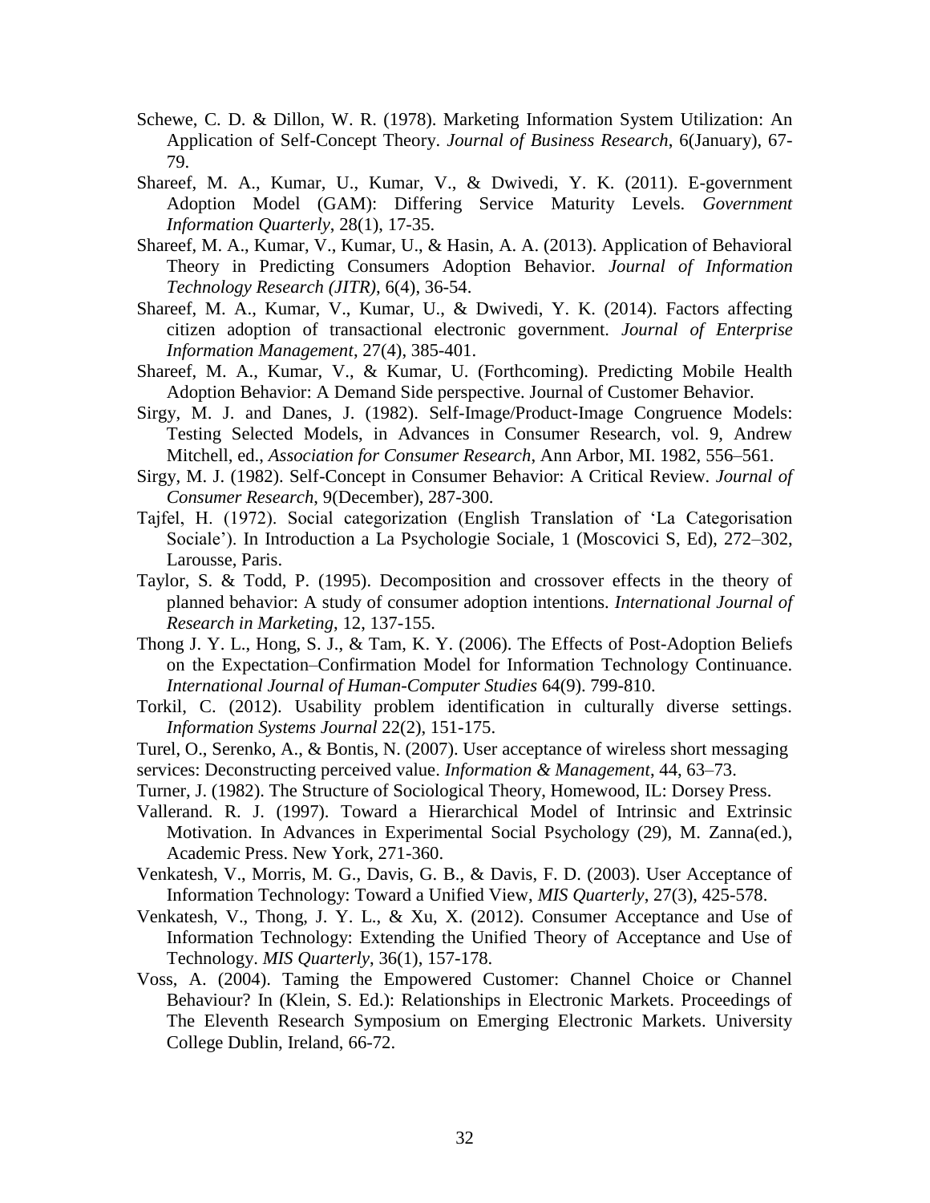Schewe, C. D. & Dillon, W. R. (1978). Marketing Information System Utilization: An Application of Self-Concept Theory. *Journal of Business Research*, 6(January), 67-79.

Shareef, M. A., Kumar, U., Kumar, V., & Dwivedi, Y. K. (2011). E-government Adoption Model (GAM): Differing Service Maturity Levels. *Government Information Quarterly*, 28(1), 17-35.

Shareef, M. A., Kumar, V., Kumar, U., & Hasin, A. A. (2013). Application of Behavioral Theory in Predicting Consumers Adoption Behavior. *Journal of Information Technology Research (JITR)*, 6(4), 36-54.

Shareef, M. A., Kumar, V., Kumar, U., & Dwivedi, Y. K. (2014). Factors affecting citizen adoption of transactional electronic government. *Journal of Enterprise Information Management*, 27(4), 385-401.

Shareef, M. A., Kumar, V., & Kumar, U. (Forthcoming). Predicting Mobile Health Adoption Behavior: A Demand Side perspective. Journal of Customer Behavior.

Sirgy, M. J. and Danes, J. (1982). Self-Image/Product-Image Congruence Models: Testing Selected Models, in Advances in Consumer Research, vol. 9, Andrew Mitchell, ed., *Association for Consumer Research*, Ann Arbor, MI. 1982, 556–561.

Sirgy, M. J. (1982). Self-Concept in Consumer Behavior: A Critical Review. *Journal of Consumer Research*, 9(December), 287-300.

Tajfel, H. (1972). Social categorization (English Translation of 'La Categorisation Sociale'). In Introduction a La Psychologie Sociale, 1 (Moscovici S, Ed), 272–302, Larousse, Paris.

Taylor, S. & Todd, P. (1995). Decomposition and crossover effects in the theory of planned behavior: A study of consumer adoption intentions. *International Journal of Research in Marketing*, 12, 137-155.

Thong J. Y. L., Hong, S. J., & Tam, K. Y. (2006). The Effects of Post-Adoption Beliefs on the Expectation–Confirmation Model for Information Technology Continuance. *International Journal of Human-Computer Studies* 64(9). 799-810.

Torkil, C. (2012). Usability problem identification in culturally diverse settings. *Information Systems Journal* 22(2), 151-175.

Turel, O., Serenko, A., & Bontis, N. (2007). User acceptance of wireless short messaging services: Deconstructing perceived value. *Information & Management*, 44, 63–73.

Turner, J. (1982). The Structure of Sociological Theory, Homewood, IL: Dorsey Press.

Vallerand. R. J. (1997). Toward a Hierarchical Model of Intrinsic and Extrinsic Motivation. In Advances in Experimental Social Psychology (29), M. Zanna(ed.), Academic Press. New York, 271-360.

Venkatesh, V., Morris, M. G., Davis, G. B., & Davis, F. D. (2003). User Acceptance of Information Technology: Toward a Unified View, *MIS Quarterly*, 27(3), 425-578.

Venkatesh, V., Thong, J. Y. L., & Xu, X. (2012). Consumer Acceptance and Use of Information Technology: Extending the Unified Theory of Acceptance and Use of Technology. *MIS Quarterly*, 36(1), 157-178.

Voss, A. (2004). Taming the Empowered Customer: Channel Choice or Channel Behaviour? In (Klein, S. Ed.): Relationships in Electronic Markets. Proceedings of The Eleventh Research Symposium on Emerging Electronic Markets. University College Dublin, Ireland, 66-72.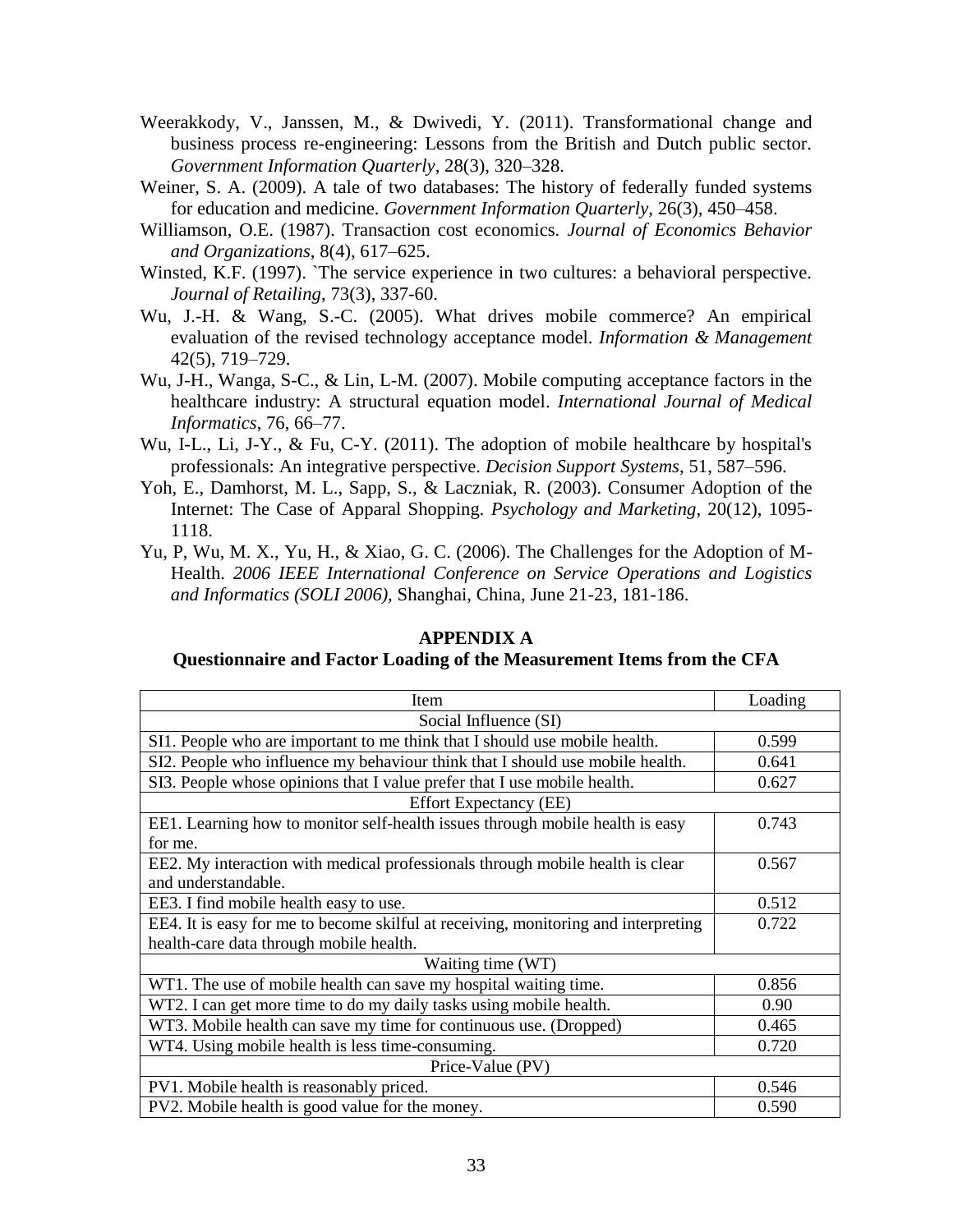Weerakkody, V., Janssen, M., & Dwivedi, Y. (2011). Transformational change and business process re-engineering: Lessons from the British and Dutch public sector. *Government Information Quarterly*, 28(3), 320–328.

Weiner, S. A. (2009). A tale of two databases: The history of federally funded systems for education and medicine. *Government Information Quarterly*, 26(3), 450–458.

Williamson, O.E. (1987). Transaction cost economics. *Journal of Economics Behavior and Organizations*, 8(4), 617–625.

Winsted, K.F. (1997). `The service experience in two cultures: a behavioral perspective. *Journal of Retailing*, 73(3), 337-60.

Wu, J.-H. & Wang, S.-C. (2005). What drives mobile commerce? An empirical evaluation of the revised technology acceptance model. *Information & Management* 42(5), 719–729.

Wu, J-H., Wanga, S-C., & Lin, L-M. (2007). Mobile computing acceptance factors in the healthcare industry: A structural equation model. *International Journal of Medical Informatics*, 76, 66–77.

Wu, I-L., Li, J-Y., & Fu, C-Y. (2011). The adoption of mobile healthcare by hospital's professionals: An integrative perspective. *Decision Support Systems*, 51, 587–596.

Yoh, E., Damhorst, M. L., Sapp, S., & Laczniak, R. (2003). Consumer Adoption of the Internet: The Case of Apparal Shopping. *Psychology and Marketing*, 20(12), 1095-1118.

Yu, P, Wu, M. X., Yu, H., & Xiao, G. C. (2006). The Challenges for the Adoption of M-Health. *2006 IEEE International Conference on Service Operations and Logistics and Informatics (SOLI 2006),* Shanghai, China, June 21-23, 181-186.

## APPENDIX A

**Questionnaire and Factor Loading of the Measurement Items from the CFA**

| Item | Loading |
|---|---|
| Social Influence (SI) | |
| SI1. People who are important to me think that I should use mobile health. | 0.599 |
| SI2. People who influence my behaviour think that I should use mobile health. | 0.641 |
| SI3. People whose opinions that I value prefer that I use mobile health. | 0.627 |
| Effort Expectancy (EE) | |
| EE1. Learning how to monitor self-health issues through mobile health is easy for me. | 0.743 |
| EE2. My interaction with medical professionals through mobile health is clear and understandable. | 0.567 |
| EE3. I find mobile health easy to use. | 0.512 |
| EE4. It is easy for me to become skilful at receiving, monitoring and interpreting health-care data through mobile health. | 0.722 |
| Waiting time (WT) | |
| WT1. The use of mobile health can save my hospital waiting time. | 0.856 |
| WT2. I can get more time to do my daily tasks using mobile health. | 0.90 |
| WT3. Mobile health can save my time for continuous use. (Dropped) | 0.465 |
| WT4. Using mobile health is less time-consuming. | 0.720 |
| Price-Value (PV) | |
| PV1. Mobile health is reasonably priced. | 0.546 |
| PV2. Mobile health is good value for the money. | 0.590 |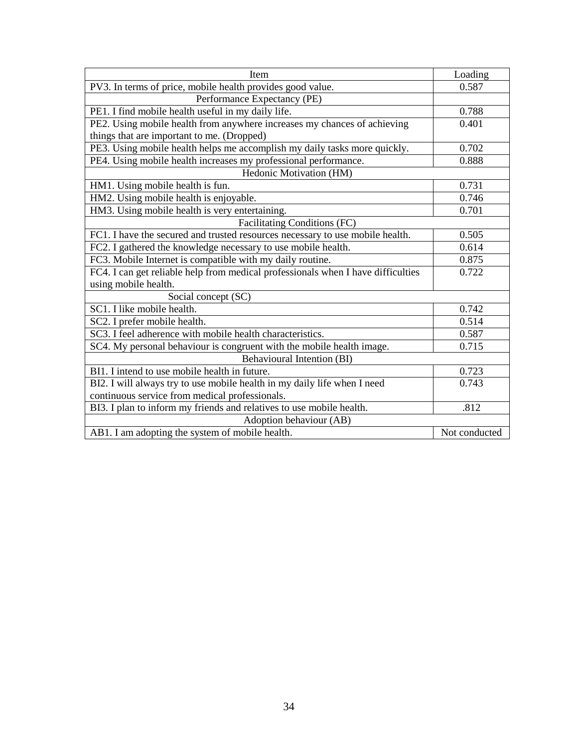| Item | Loading |
|---|---|
| PV3. In terms of price, mobile health provides good value. | 0.587 |
| Performance Expectancy (PE) | |
| PE1. I find mobile health useful in my daily life. | 0.788 |
| PE2. Using mobile health from anywhere increases my chances of achieving things that are important to me. (Dropped) | 0.401 |
| PE3. Using mobile health helps me accomplish my daily tasks more quickly. | 0.702 |
| PE4. Using mobile health increases my professional performance. | 0.888 |
| Hedonic Motivation (HM) | |
| HM1. Using mobile health is fun. | 0.731 |
| HM2. Using mobile health is enjoyable. | 0.746 |
| HM3. Using mobile health is very entertaining. | 0.701 |
| Facilitating Conditions (FC) | |
| FC1. I have the secured and trusted resources necessary to use mobile health. | 0.505 |
| FC2. I gathered the knowledge necessary to use mobile health. | 0.614 |
| FC3. Mobile Internet is compatible with my daily routine. | 0.875 |
| FC4. I can get reliable help from medical professionals when I have difficulties using mobile health. | 0.722 |
| Social concept (SC) | |
| SC1. I like mobile health. | 0.742 |
| SC2. I prefer mobile health. | 0.514 |
| SC3. I feel adherence with mobile health characteristics. | 0.587 |
| SC4. My personal behaviour is congruent with the mobile health image. | 0.715 |
| Behavioural Intention (BI) | |
| BI1. I intend to use mobile health in future. | 0.723 |
| BI2. I will always try to use mobile health in my daily life when I need continuous service from medical professionals. | 0.743 |
| BI3. I plan to inform my friends and relatives to use mobile health. | .812 |
| Adoption behaviour (AB) | |
| AB1. I am adopting the system of mobile health. | Not conducted |